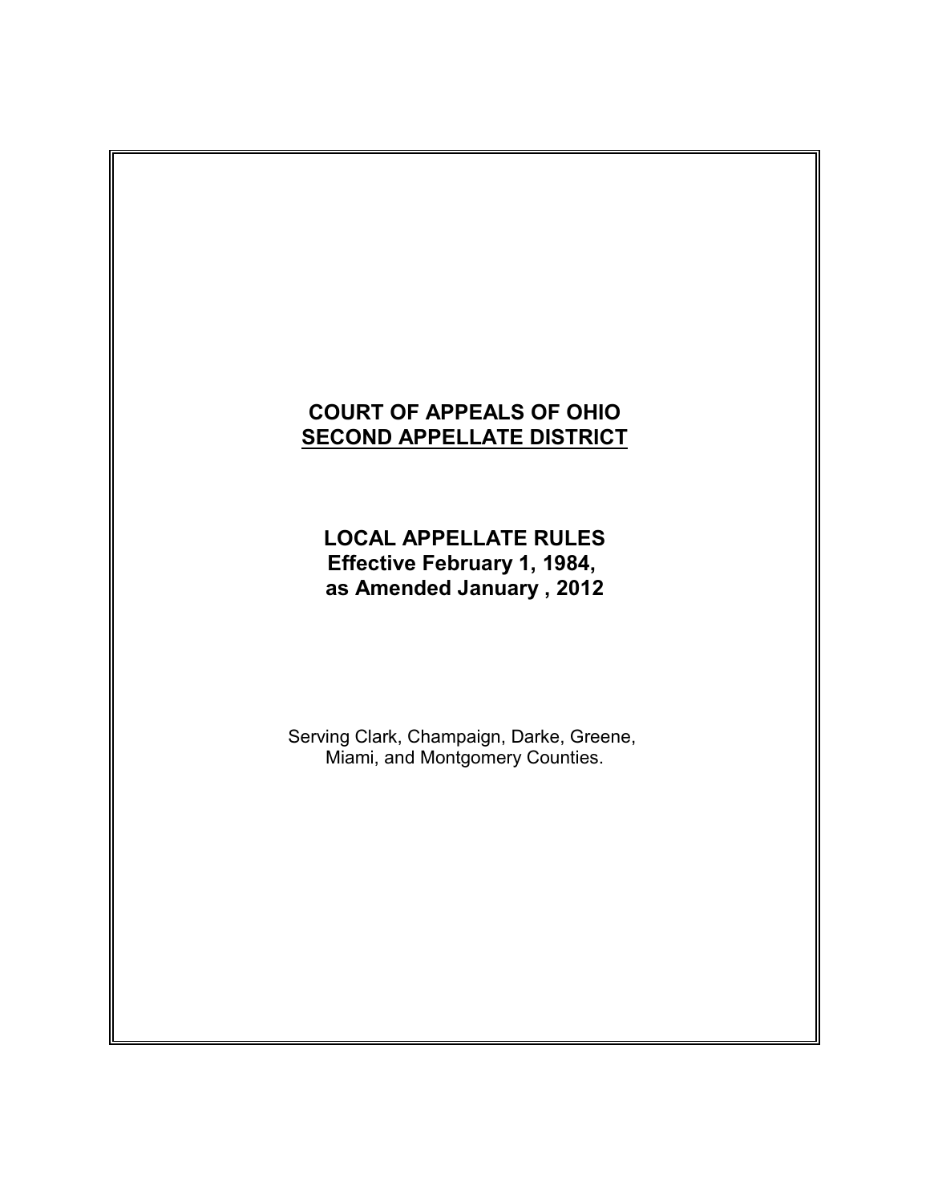# COURT OF APPEALS OF OHIO
## SECOND APPELLATE DISTRICT

**LOCAL APPELLATE RULES**
**Effective February 1, 1984,**
**as Amended January , 2012**

Serving Clark, Champaign, Darke, Greene, Miami, and Montgomery Counties.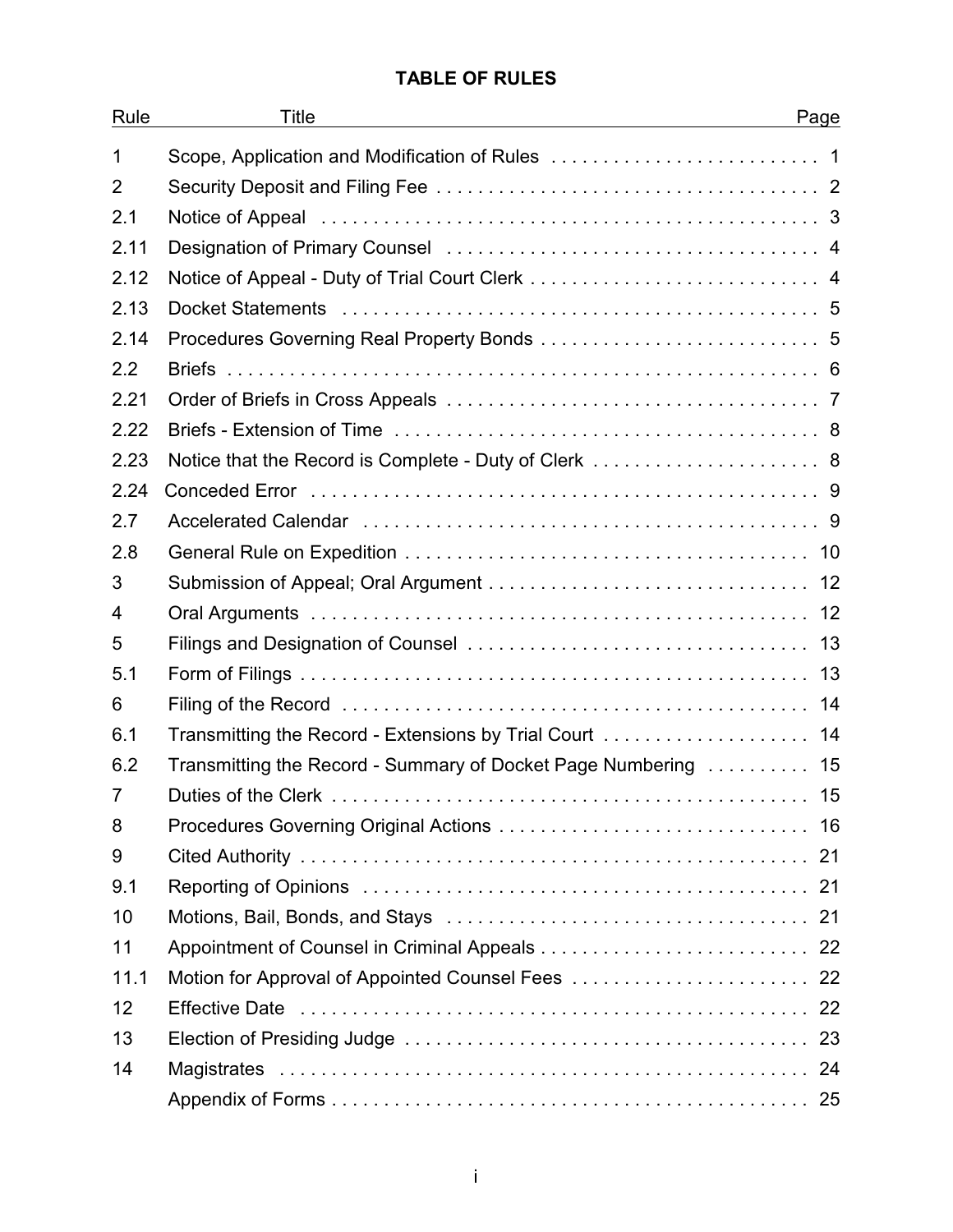# TABLE OF RULES

| Rule | Title | Page |
| --- | --- | --- |
| 1 | Scope, Application and Modification of Rules | 1 |
| 2 | Security Deposit and Filing Fee | 2 |
| 2.1 | Notice of Appeal | 3 |
| 2.11 | Designation of Primary Counsel | 4 |
| 2.12 | Notice of Appeal - Duty of Trial Court Clerk | 4 |
| 2.13 | Docket Statements | 5 |
| 2.14 | Procedures Governing Real Property Bonds | 5 |
| 2.2 | Briefs | 6 |
| 2.21 | Order of Briefs in Cross Appeals | 7 |
| 2.22 | Briefs - Extension of Time | 8 |
| 2.23 | Notice that the Record is Complete - Duty of Clerk | 8 |
| 2.24 | Conceded Error | 9 |
| 2.7 | Accelerated Calendar | 9 |
| 2.8 | General Rule on Expedition | 10 |
| 3 | Submission of Appeal; Oral Argument | 12 |
| 4 | Oral Arguments | 12 |
| 5 | Filings and Designation of Counsel | 13 |
| 5.1 | Form of Filings | 13 |
| 6 | Filing of the Record | 14 |
| 6.1 | Transmitting the Record - Extensions by Trial Court | 14 |
| 6.2 | Transmitting the Record - Summary of Docket Page Numbering | 15 |
| 7 | Duties of the Clerk | 15 |
| 8 | Procedures Governing Original Actions | 16 |
| 9 | Cited Authority | 21 |
| 9.1 | Reporting of Opinions | 21 |
| 10 | Motions, Bail, Bonds, and Stays | 21 |
| 11 | Appointment of Counsel in Criminal Appeals | 22 |
| 11.1 | Motion for Approval of Appointed Counsel Fees | 22 |
| 12 | Effective Date | 22 |
| 13 | Election of Presiding Judge | 23 |
| 14 | Magistrates | 24 |
| | Appendix of Forms | 25 |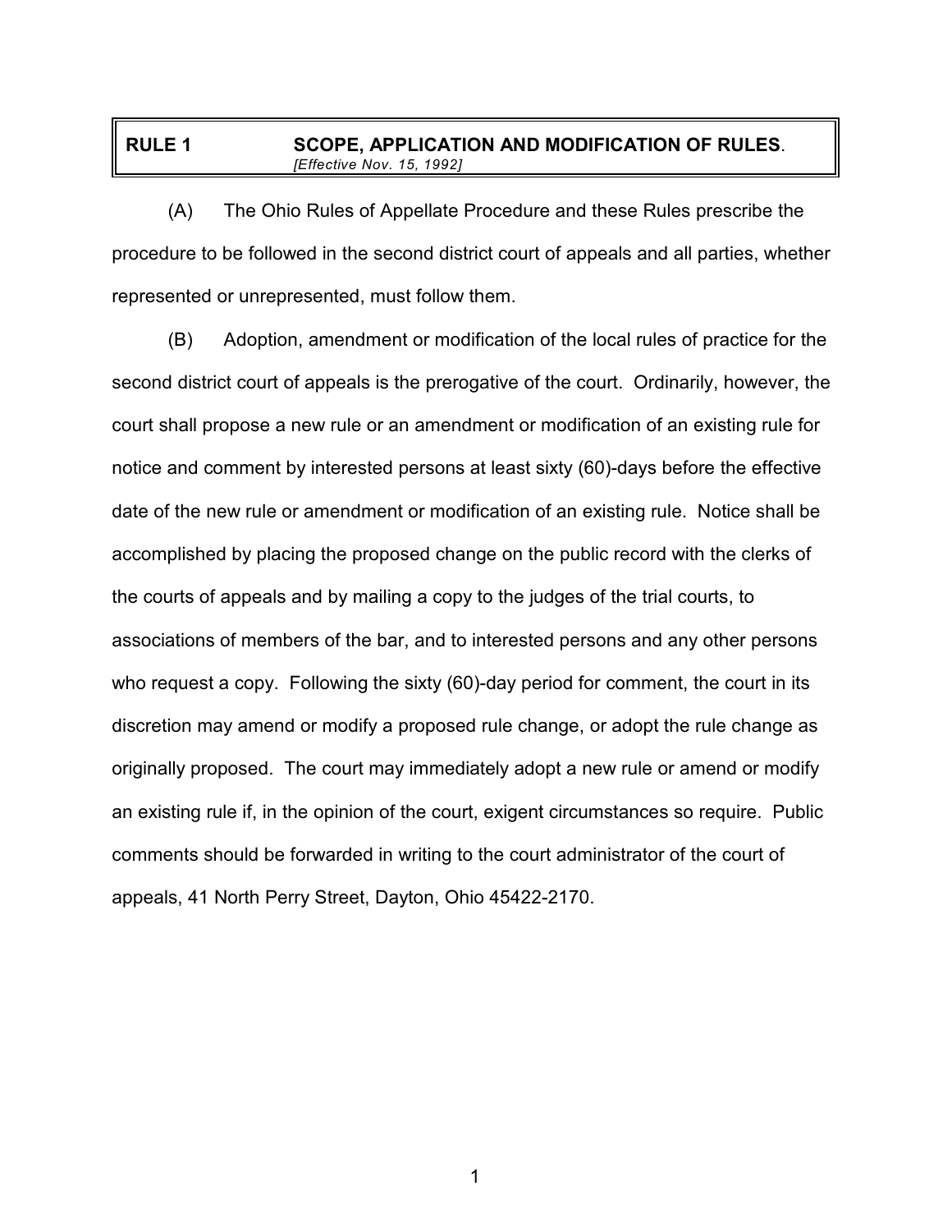## RULE 1 SCOPE, APPLICATION AND MODIFICATION OF RULES.

*[Effective Nov. 15, 1992]*

(A) The Ohio Rules of Appellate Procedure and these Rules prescribe the procedure to be followed in the second district court of appeals and all parties, whether represented or unrepresented, must follow them.

(B) Adoption, amendment or modification of the local rules of practice for the second district court of appeals is the prerogative of the court. Ordinarily, however, the court shall propose a new rule or an amendment or modification of an existing rule for notice and comment by interested persons at least sixty (60)-days before the effective date of the new rule or amendment or modification of an existing rule. Notice shall be accomplished by placing the proposed change on the public record with the clerks of the courts of appeals and by mailing a copy to the judges of the trial courts, to associations of members of the bar, and to interested persons and any other persons who request a copy. Following the sixty (60)-day period for comment, the court in its discretion may amend or modify a proposed rule change, or adopt the rule change as originally proposed. The court may immediately adopt a new rule or amend or modify an existing rule if, in the opinion of the court, exigent circumstances so require. Public comments should be forwarded in writing to the court administrator of the court of appeals, 41 North Perry Street, Dayton, Ohio 45422-2170.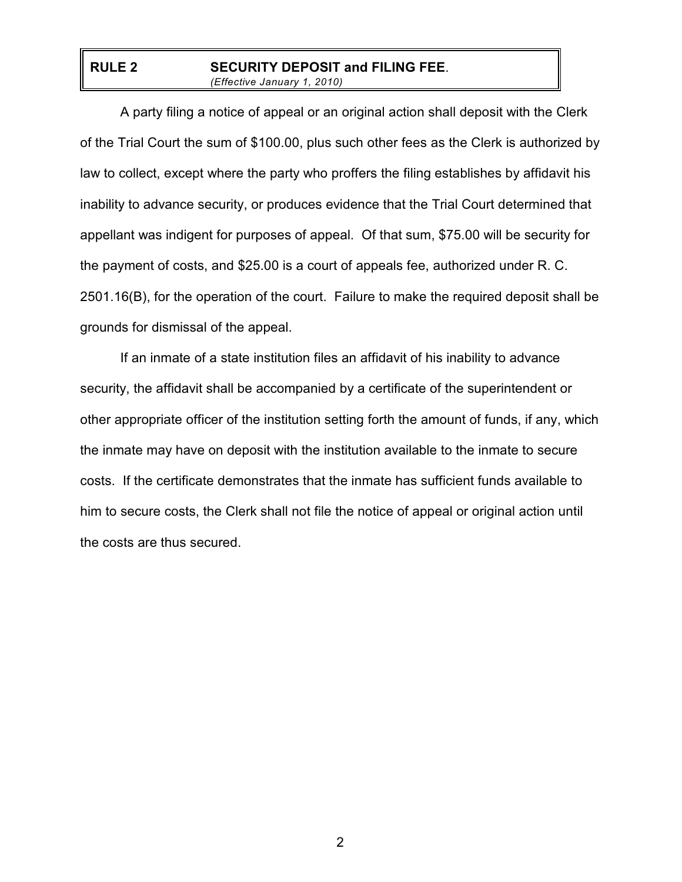## RULE 2 SECURITY DEPOSIT and FILING FEE.

*(Effective January 1, 2010)*

A party filing a notice of appeal or an original action shall deposit with the Clerk of the Trial Court the sum of $100.00, plus such other fees as the Clerk is authorized by law to collect, except where the party who proffers the filing establishes by affidavit his inability to advance security, or produces evidence that the Trial Court determined that appellant was indigent for purposes of appeal. Of that sum, $75.00 will be security for the payment of costs, and $25.00 is a court of appeals fee, authorized under R. C. 2501.16(B), for the operation of the court. Failure to make the required deposit shall be grounds for dismissal of the appeal.

If an inmate of a state institution files an affidavit of his inability to advance security, the affidavit shall be accompanied by a certificate of the superintendent or other appropriate officer of the institution setting forth the amount of funds, if any, which the inmate may have on deposit with the institution available to the inmate to secure costs. If the certificate demonstrates that the inmate has sufficient funds available to him to secure costs, the Clerk shall not file the notice of appeal or original action until the costs are thus secured.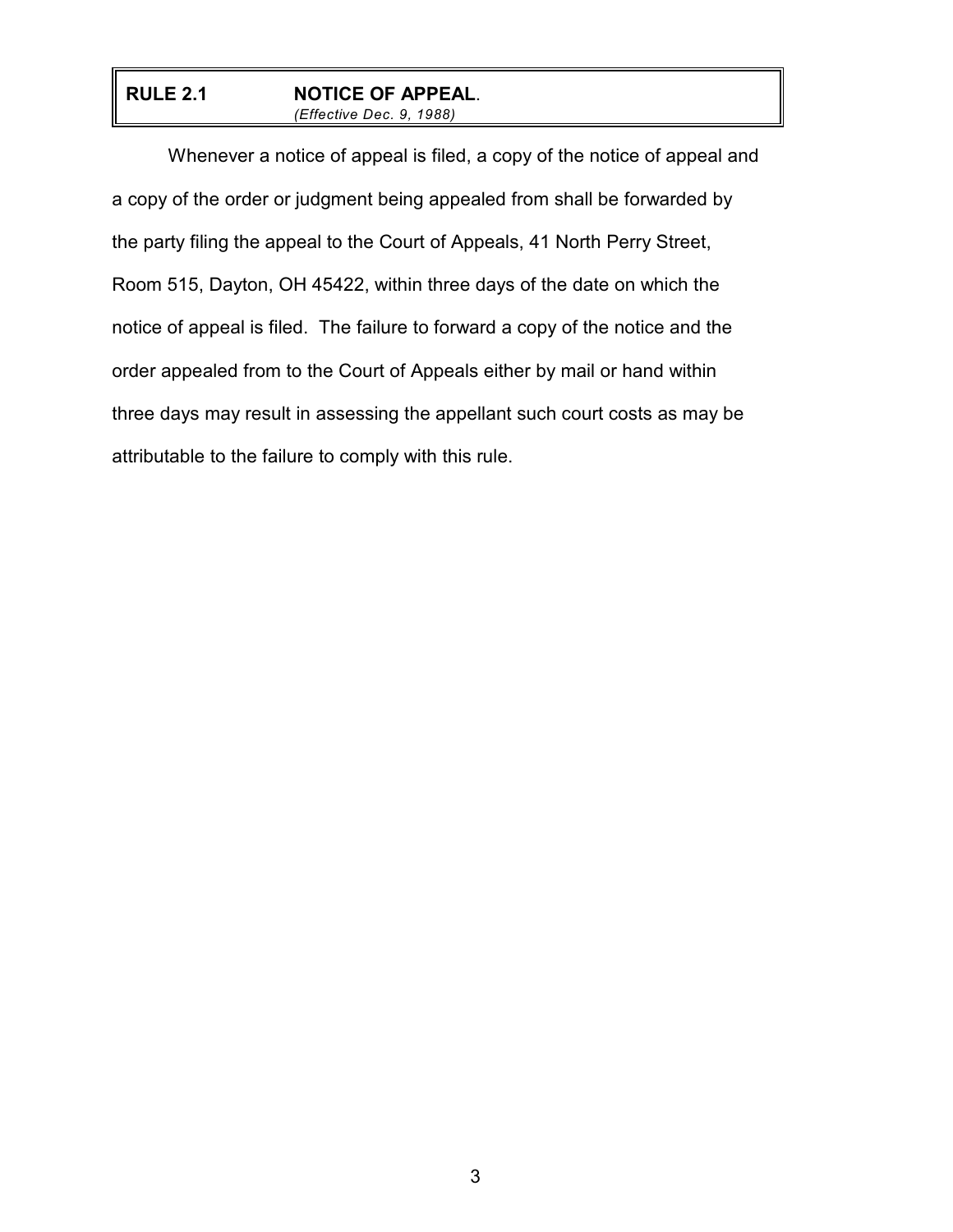## RULE 2.1 NOTICE OF APPEAL.

*(Effective Dec. 9, 1988)*

Whenever a notice of appeal is filed, a copy of the notice of appeal and a copy of the order or judgment being appealed from shall be forwarded by the party filing the appeal to the Court of Appeals, 41 North Perry Street, Room 515, Dayton, OH 45422, within three days of the date on which the notice of appeal is filed. The failure to forward a copy of the notice and the order appealed from to the Court of Appeals either by mail or hand within three days may result in assessing the appellant such court costs as may be attributable to the failure to comply with this rule.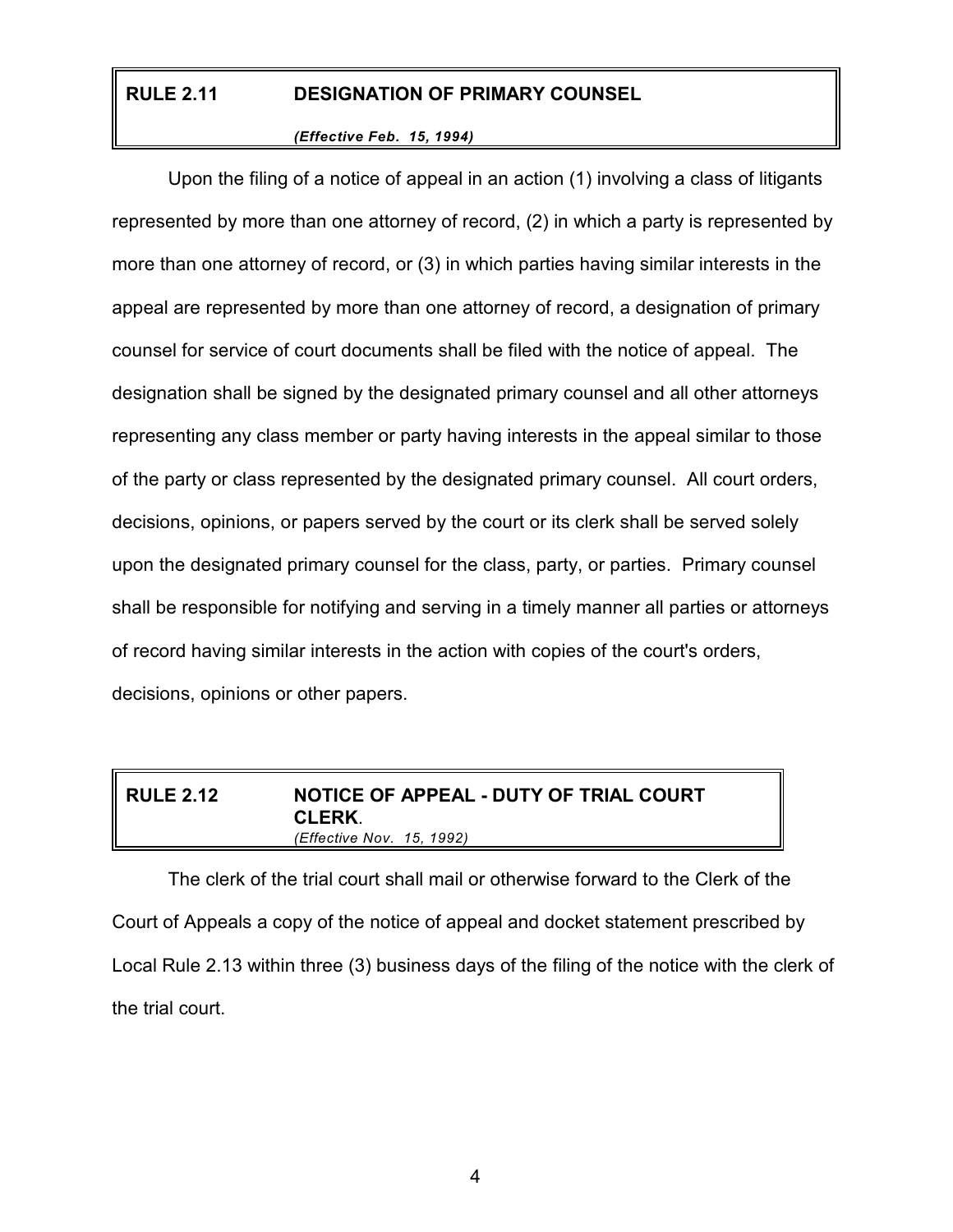## RULE 2.11 DESIGNATION OF PRIMARY COUNSEL

***(Effective Feb. 15, 1994)***

Upon the filing of a notice of appeal in an action (1) involving a class of litigants represented by more than one attorney of record, (2) in which a party is represented by more than one attorney of record, or (3) in which parties having similar interests in the appeal are represented by more than one attorney of record, a designation of primary counsel for service of court documents shall be filed with the notice of appeal. The designation shall be signed by the designated primary counsel and all other attorneys representing any class member or party having interests in the appeal similar to those of the party or class represented by the designated primary counsel. All court orders, decisions, opinions, or papers served by the court or its clerk shall be served solely upon the designated primary counsel for the class, party, or parties. Primary counsel shall be responsible for notifying and serving in a timely manner all parties or attorneys of record having similar interests in the action with copies of the court's orders, decisions, opinions or other papers.

## RULE 2.12 NOTICE OF APPEAL - DUTY OF TRIAL COURT CLERK.

*(Effective Nov. 15, 1992)*

The clerk of the trial court shall mail or otherwise forward to the Clerk of the Court of Appeals a copy of the notice of appeal and docket statement prescribed by Local Rule 2.13 within three (3) business days of the filing of the notice with the clerk of the trial court.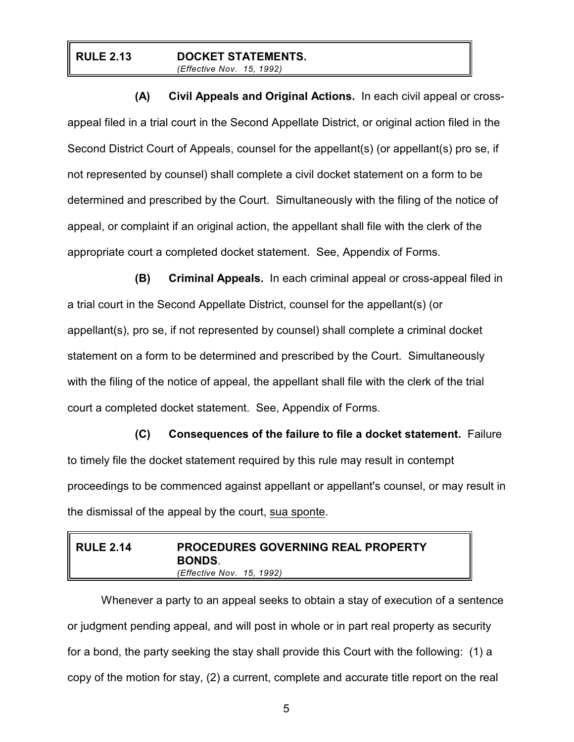## RULE 2.13 DOCKET STATEMENTS.

*(Effective Nov. 15, 1992)*

**(A) Civil Appeals and Original Actions.** In each civil appeal or cross-appeal filed in a trial court in the Second Appellate District, or original action filed in the Second District Court of Appeals, counsel for the appellant(s) (or appellant(s) pro se, if not represented by counsel) shall complete a civil docket statement on a form to be determined and prescribed by the Court. Simultaneously with the filing of the notice of appeal, or complaint if an original action, the appellant shall file with the clerk of the appropriate court a completed docket statement. See, Appendix of Forms.

**(B) Criminal Appeals.** In each criminal appeal or cross-appeal filed in a trial court in the Second Appellate District, counsel for the appellant(s) (or appellant(s), pro se, if not represented by counsel) shall complete a criminal docket statement on a form to be determined and prescribed by the Court. Simultaneously with the filing of the notice of appeal, the appellant shall file with the clerk of the trial court a completed docket statement. See, Appendix of Forms.

**(C) Consequences of the failure to file a docket statement.** Failure to timely file the docket statement required by this rule may result in contempt proceedings to be commenced against appellant or appellant's counsel, or may result in the dismissal of the appeal by the court, sua sponte.

## RULE 2.14 PROCEDURES GOVERNING REAL PROPERTY BONDS.

*(Effective Nov. 15, 1992)*

Whenever a party to an appeal seeks to obtain a stay of execution of a sentence or judgment pending appeal, and will post in whole or in part real property as security for a bond, the party seeking the stay shall provide this Court with the following: (1) a copy of the motion for stay, (2) a current, complete and accurate title report on the real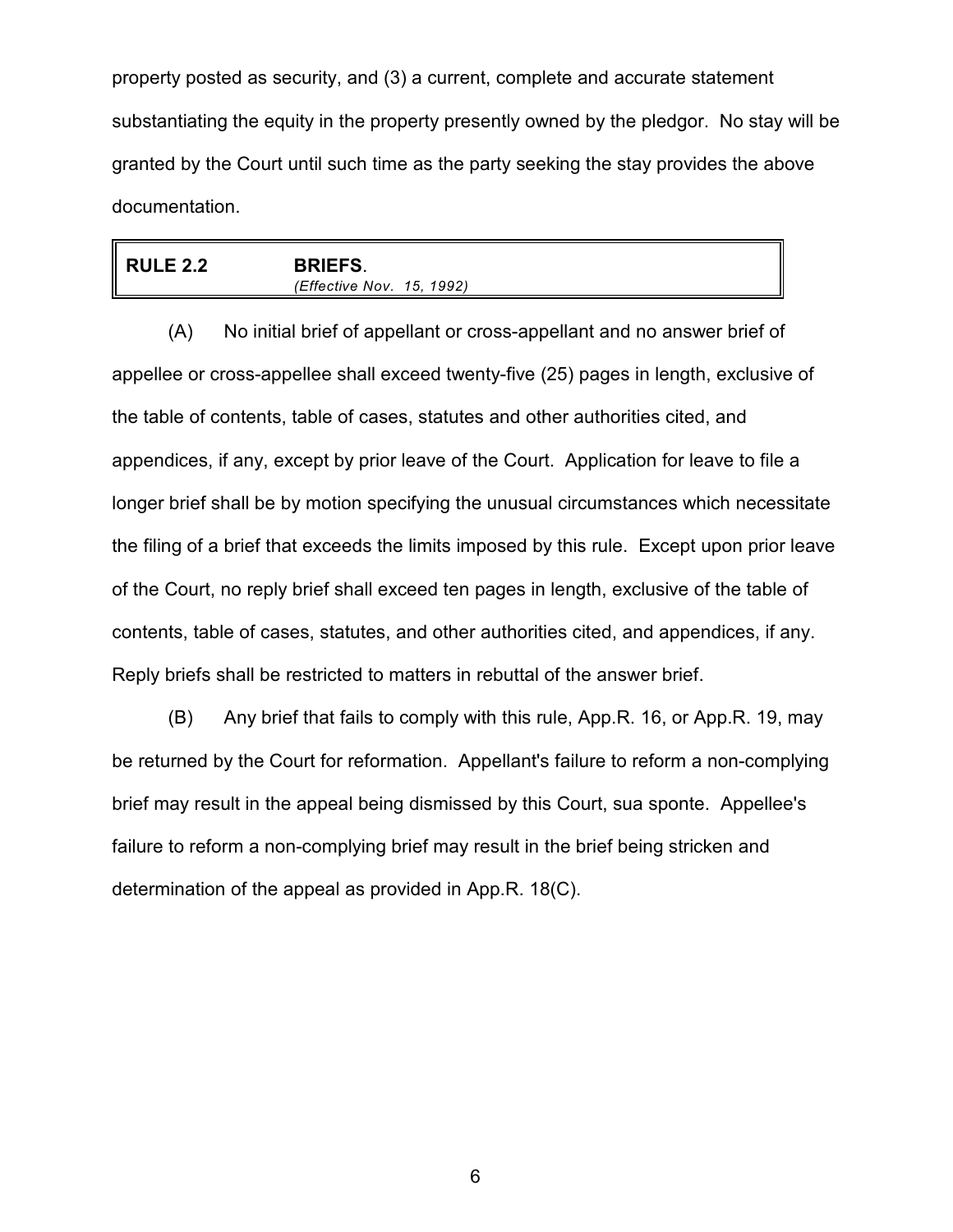property posted as security, and (3) a current, complete and accurate statement substantiating the equity in the property presently owned by the pledgor. No stay will be granted by the Court until such time as the party seeking the stay provides the above documentation.

## RULE 2.2 BRIEFS.

*(Effective Nov. 15, 1992)*

(A) No initial brief of appellant or cross-appellant and no answer brief of appellee or cross-appellee shall exceed twenty-five (25) pages in length, exclusive of the table of contents, table of cases, statutes and other authorities cited, and appendices, if any, except by prior leave of the Court. Application for leave to file a longer brief shall be by motion specifying the unusual circumstances which necessitate the filing of a brief that exceeds the limits imposed by this rule. Except upon prior leave of the Court, no reply brief shall exceed ten pages in length, exclusive of the table of contents, table of cases, statutes, and other authorities cited, and appendices, if any. Reply briefs shall be restricted to matters in rebuttal of the answer brief.

(B) Any brief that fails to comply with this rule, App.R. 16, or App.R. 19, may be returned by the Court for reformation. Appellant's failure to reform a non-complying brief may result in the appeal being dismissed by this Court, sua sponte. Appellee's failure to reform a non-complying brief may result in the brief being stricken and determination of the appeal as provided in App.R. 18(C).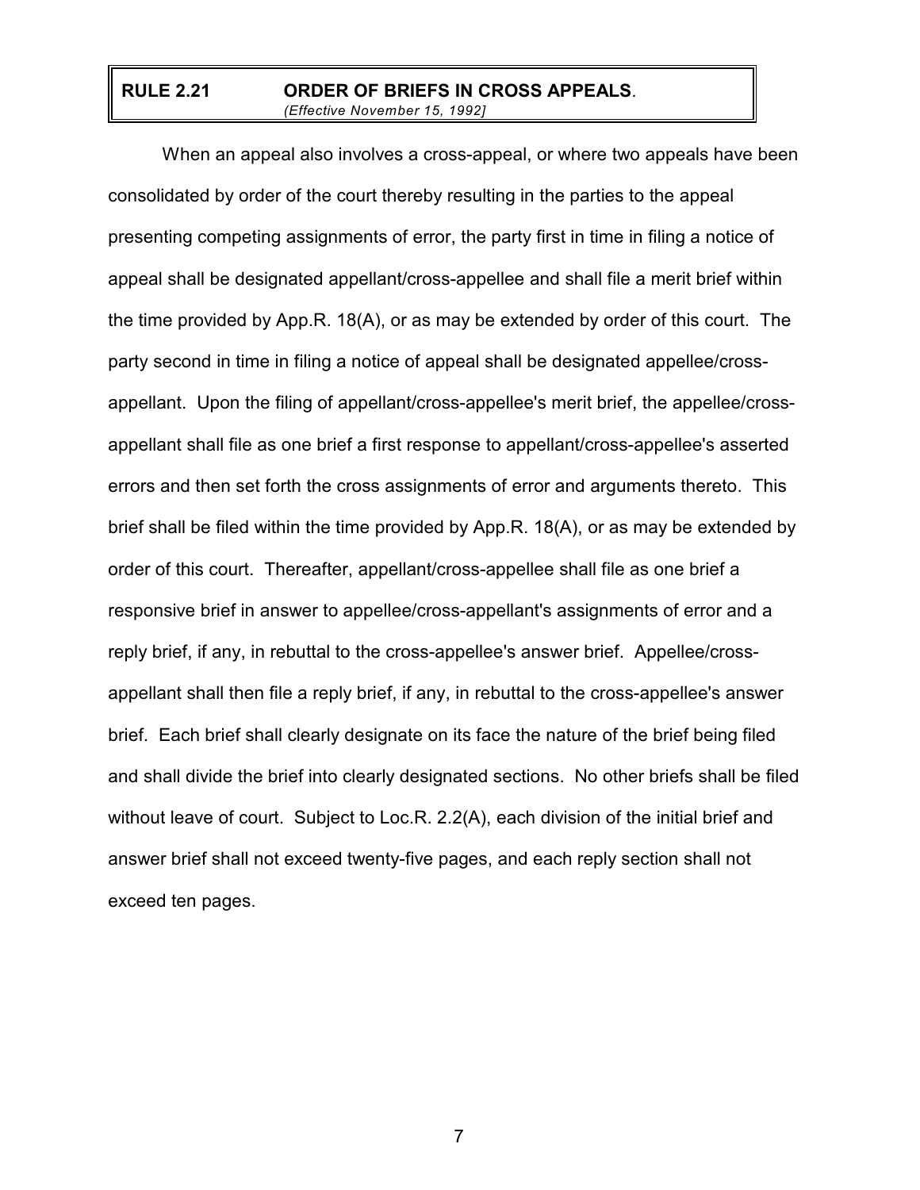## RULE 2.21 ORDER OF BRIEFS IN CROSS APPEALS.

*(Effective November 15, 1992]*

When an appeal also involves a cross-appeal, or where two appeals have been consolidated by order of the court thereby resulting in the parties to the appeal presenting competing assignments of error, the party first in time in filing a notice of appeal shall be designated appellant/cross-appellee and shall file a merit brief within the time provided by App.R. 18(A), or as may be extended by order of this court. The party second in time in filing a notice of appeal shall be designated appellee/cross-appellant. Upon the filing of appellant/cross-appellee's merit brief, the appellee/cross-appellant shall file as one brief a first response to appellant/cross-appellee's asserted errors and then set forth the cross assignments of error and arguments thereto. This brief shall be filed within the time provided by App.R. 18(A), or as may be extended by order of this court. Thereafter, appellant/cross-appellee shall file as one brief a responsive brief in answer to appellee/cross-appellant's assignments of error and a reply brief, if any, in rebuttal to the cross-appellee's answer brief. Appellee/cross-appellant shall then file a reply brief, if any, in rebuttal to the cross-appellee's answer brief. Each brief shall clearly designate on its face the nature of the brief being filed and shall divide the brief into clearly designated sections. No other briefs shall be filed without leave of court. Subject to Loc.R. 2.2(A), each division of the initial brief and answer brief shall not exceed twenty-five pages, and each reply section shall not exceed ten pages.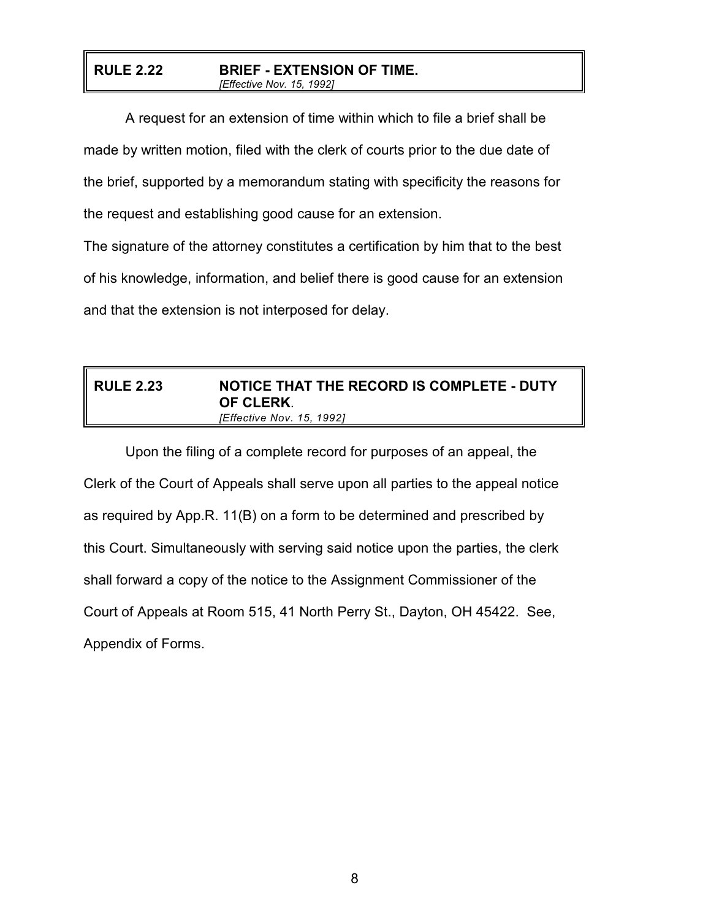## RULE 2.22 BRIEF - EXTENSION OF TIME.

*[Effective Nov. 15, 1992]*

A request for an extension of time within which to file a brief shall be made by written motion, filed with the clerk of courts prior to the due date of the brief, supported by a memorandum stating with specificity the reasons for the request and establishing good cause for an extension.

The signature of the attorney constitutes a certification by him that to the best of his knowledge, information, and belief there is good cause for an extension and that the extension is not interposed for delay.

## RULE 2.23 NOTICE THAT THE RECORD IS COMPLETE - DUTY OF CLERK.

*[Effective Nov. 15, 1992]*

Upon the filing of a complete record for purposes of an appeal, the Clerk of the Court of Appeals shall serve upon all parties to the appeal notice as required by App.R. 11(B) on a form to be determined and prescribed by this Court. Simultaneously with serving said notice upon the parties, the clerk shall forward a copy of the notice to the Assignment Commissioner of the Court of Appeals at Room 515, 41 North Perry St., Dayton, OH 45422. See, Appendix of Forms.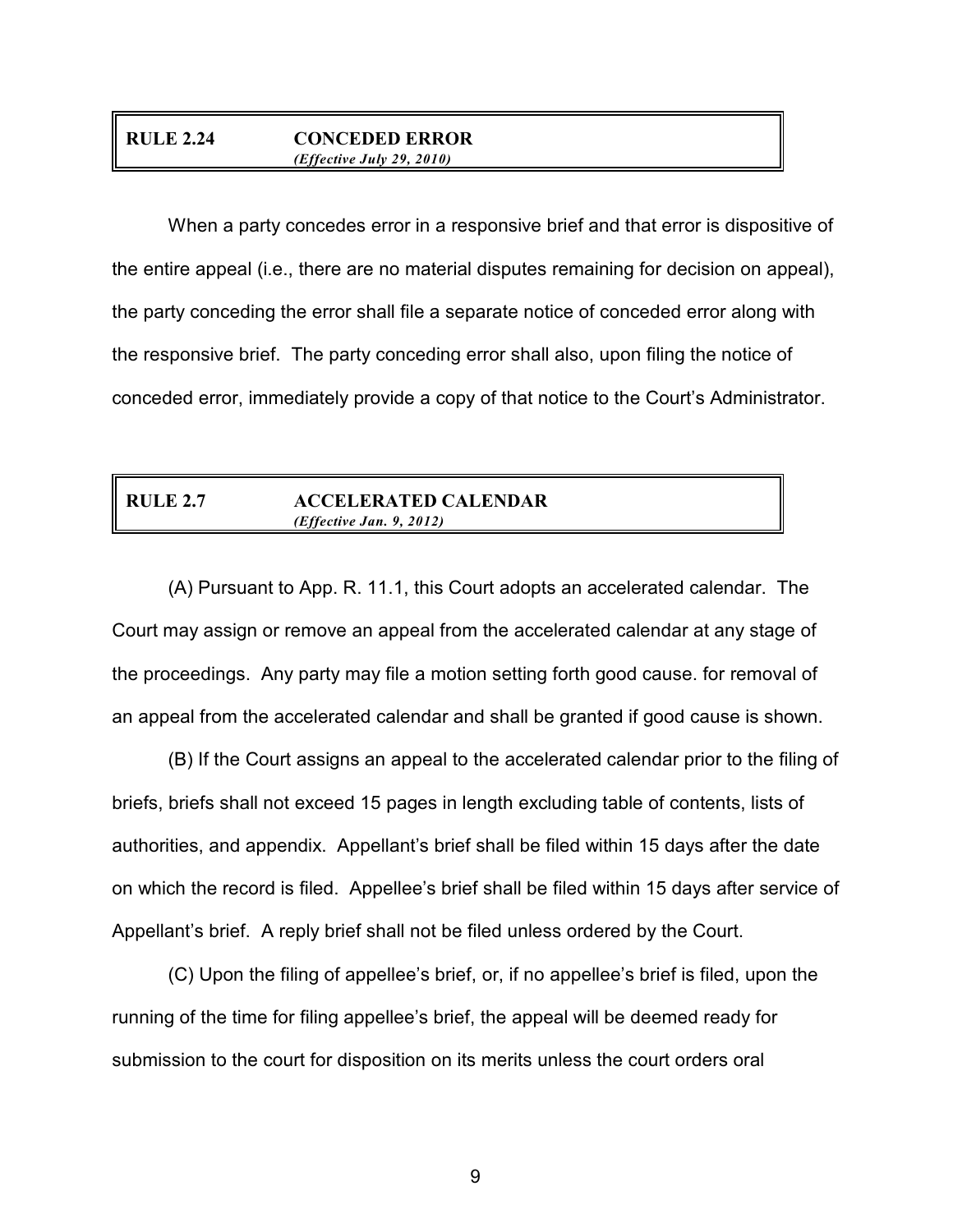## RULE 2.24 CONCEDED ERROR
*(Effective July 29, 2010)*

When a party concedes error in a responsive brief and that error is dispositive of the entire appeal (i.e., there are no material disputes remaining for decision on appeal), the party conceding the error shall file a separate notice of conceded error along with the responsive brief. The party conceding error shall also, upon filing the notice of conceded error, immediately provide a copy of that notice to the Court's Administrator.

## RULE 2.7 ACCELERATED CALENDAR
*(Effective Jan. 9, 2012)*

(A) Pursuant to App. R. 11.1, this Court adopts an accelerated calendar. The Court may assign or remove an appeal from the accelerated calendar at any stage of the proceedings. Any party may file a motion setting forth good cause. for removal of an appeal from the accelerated calendar and shall be granted if good cause is shown.

(B) If the Court assigns an appeal to the accelerated calendar prior to the filing of briefs, briefs shall not exceed 15 pages in length excluding table of contents, lists of authorities, and appendix. Appellant's brief shall be filed within 15 days after the date on which the record is filed. Appellee's brief shall be filed within 15 days after service of Appellant's brief. A reply brief shall not be filed unless ordered by the Court.

(C) Upon the filing of appellee's brief, or, if no appellee's brief is filed, upon the running of the time for filing appellee's brief, the appeal will be deemed ready for submission to the court for disposition on its merits unless the court orders oral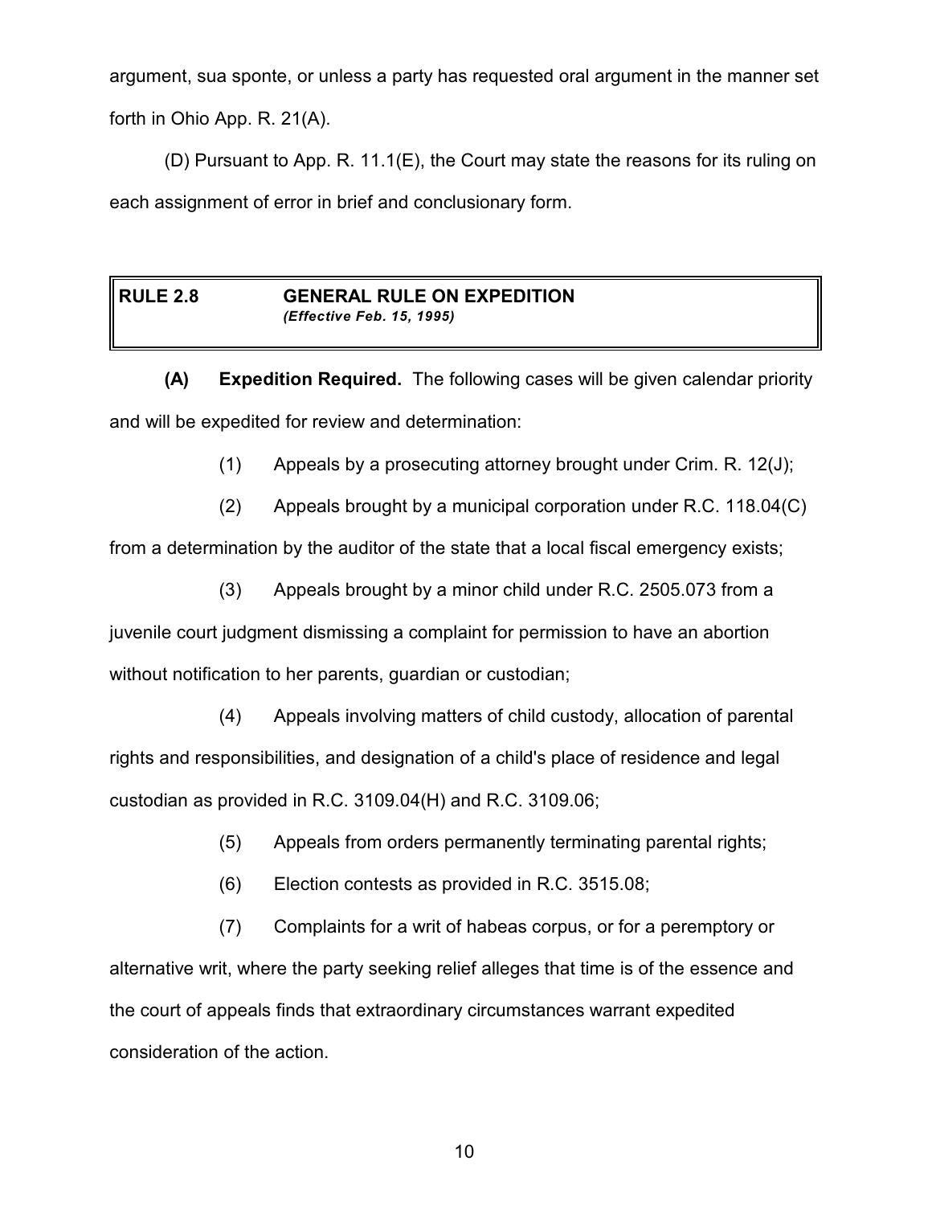argument, sua sponte, or unless a party has requested oral argument in the manner set forth in Ohio App. R. 21(A).

(D) Pursuant to App. R. 11.1(E), the Court may state the reasons for its ruling on each assignment of error in brief and conclusionary form.

## RULE 2.8 GENERAL RULE ON EXPEDITION

*(Effective Feb. 15, 1995)*

**(A) Expedition Required.** The following cases will be given calendar priority and will be expedited for review and determination:

(1) Appeals by a prosecuting attorney brought under Crim. R. 12(J);

(2) Appeals brought by a municipal corporation under R.C. 118.04(C) from a determination by the auditor of the state that a local fiscal emergency exists;

(3) Appeals brought by a minor child under R.C. 2505.073 from a juvenile court judgment dismissing a complaint for permission to have an abortion without notification to her parents, guardian or custodian;

(4) Appeals involving matters of child custody, allocation of parental rights and responsibilities, and designation of a child's place of residence and legal custodian as provided in R.C. 3109.04(H) and R.C. 3109.06;

(5) Appeals from orders permanently terminating parental rights;

(6) Election contests as provided in R.C. 3515.08;

(7) Complaints for a writ of habeas corpus, or for a peremptory or alternative writ, where the party seeking relief alleges that time is of the essence and the court of appeals finds that extraordinary circumstances warrant expedited consideration of the action.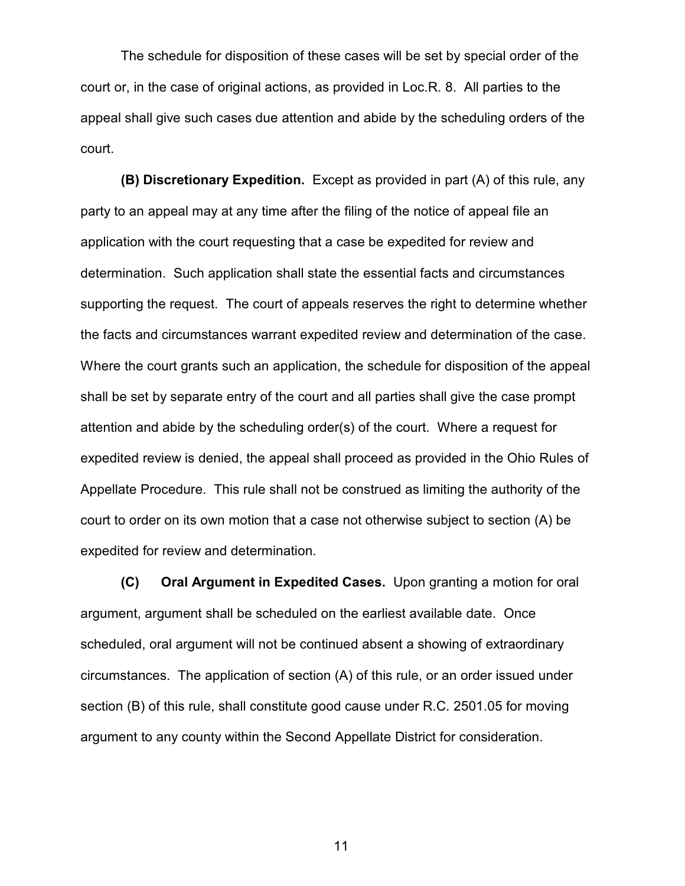The schedule for disposition of these cases will be set by special order of the court or, in the case of original actions, as provided in Loc.R. 8. All parties to the appeal shall give such cases due attention and abide by the scheduling orders of the court.

**(B) Discretionary Expedition.** Except as provided in part (A) of this rule, any party to an appeal may at any time after the filing of the notice of appeal file an application with the court requesting that a case be expedited for review and determination. Such application shall state the essential facts and circumstances supporting the request. The court of appeals reserves the right to determine whether the facts and circumstances warrant expedited review and determination of the case. Where the court grants such an application, the schedule for disposition of the appeal shall be set by separate entry of the court and all parties shall give the case prompt attention and abide by the scheduling order(s) of the court. Where a request for expedited review is denied, the appeal shall proceed as provided in the Ohio Rules of Appellate Procedure. This rule shall not be construed as limiting the authority of the court to order on its own motion that a case not otherwise subject to section (A) be expedited for review and determination.

**(C) Oral Argument in Expedited Cases.** Upon granting a motion for oral argument, argument shall be scheduled on the earliest available date. Once scheduled, oral argument will not be continued absent a showing of extraordinary circumstances. The application of section (A) of this rule, or an order issued under section (B) of this rule, shall constitute good cause under R.C. 2501.05 for moving argument to any county within the Second Appellate District for consideration.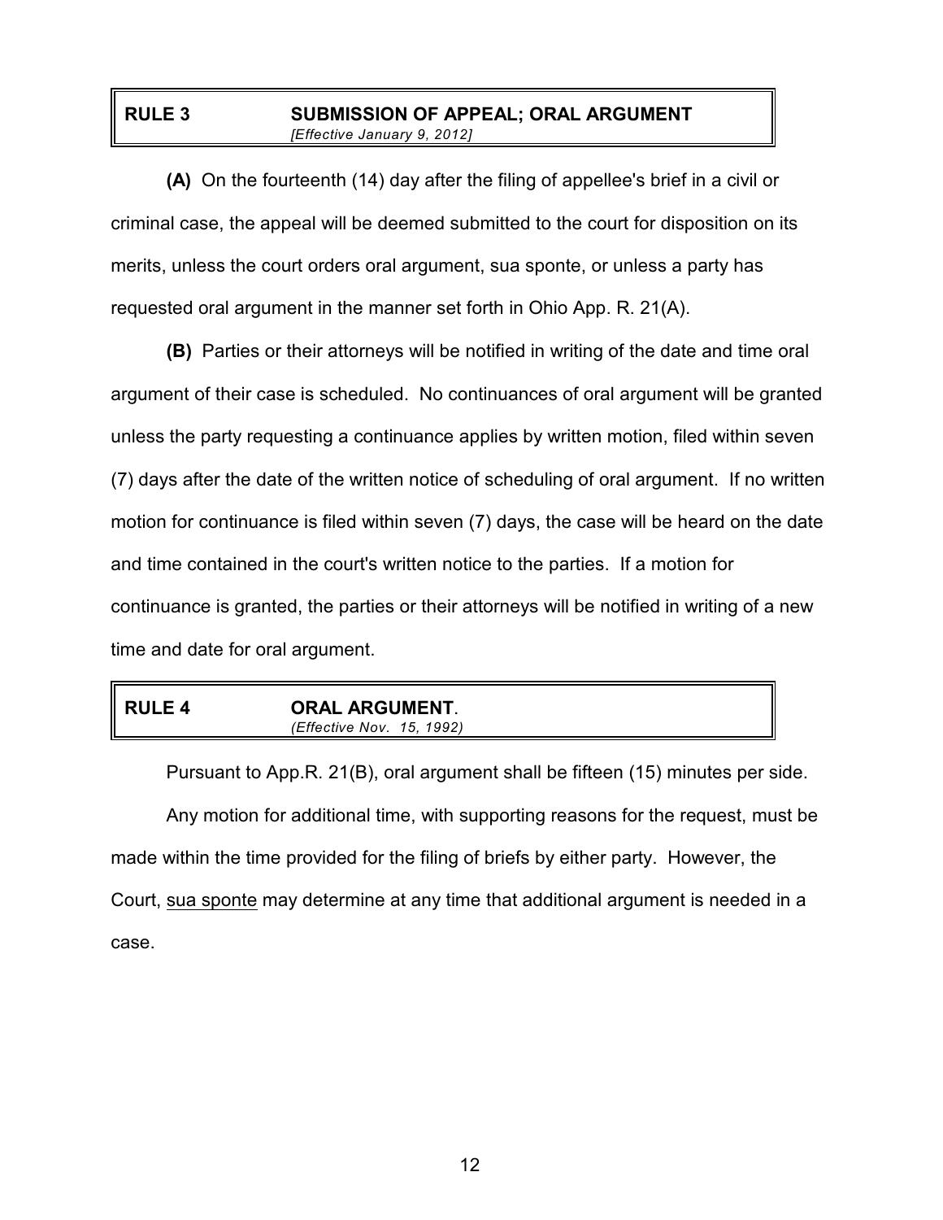## RULE 3 SUBMISSION OF APPEAL; ORAL ARGUMENT

*[Effective January 9, 2012]*

**(A)** On the fourteenth (14) day after the filing of appellee's brief in a civil or criminal case, the appeal will be deemed submitted to the court for disposition on its merits, unless the court orders oral argument, sua sponte, or unless a party has requested oral argument in the manner set forth in Ohio App. R. 21(A).

**(B)** Parties or their attorneys will be notified in writing of the date and time oral argument of their case is scheduled. No continuances of oral argument will be granted unless the party requesting a continuance applies by written motion, filed within seven (7) days after the date of the written notice of scheduling of oral argument. If no written motion for continuance is filed within seven (7) days, the case will be heard on the date and time contained in the court's written notice to the parties. If a motion for continuance is granted, the parties or their attorneys will be notified in writing of a new time and date for oral argument.

## RULE 4 ORAL ARGUMENT.

*(Effective Nov. 15, 1992)*

Pursuant to App.R. 21(B), oral argument shall be fifteen (15) minutes per side.

Any motion for additional time, with supporting reasons for the request, must be made within the time provided for the filing of briefs by either party. However, the Court, sua sponte may determine at any time that additional argument is needed in a case.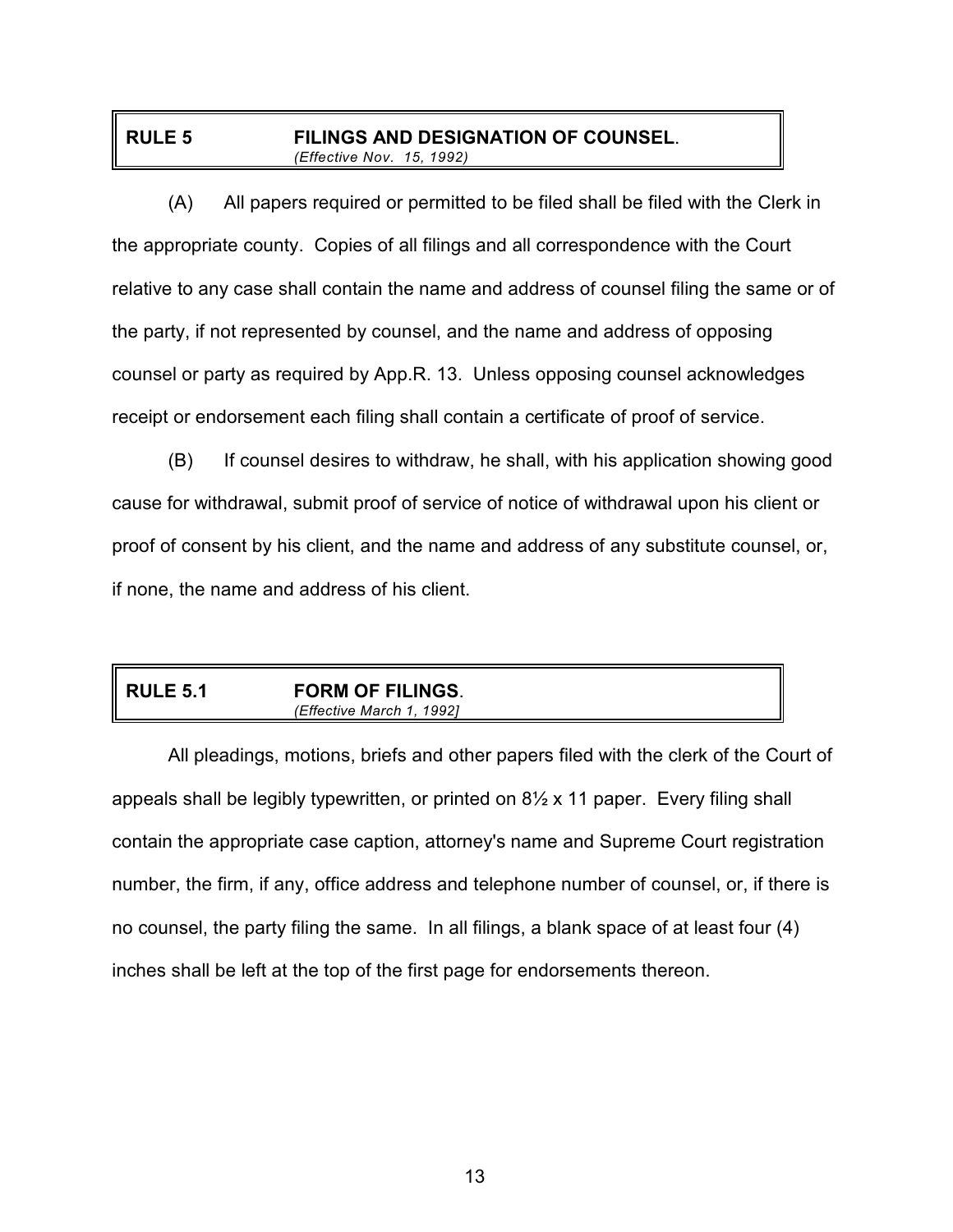## RULE 5 FILINGS AND DESIGNATION OF COUNSEL.

*(Effective Nov. 15, 1992)*

(A) All papers required or permitted to be filed shall be filed with the Clerk in the appropriate county. Copies of all filings and all correspondence with the Court relative to any case shall contain the name and address of counsel filing the same or of the party, if not represented by counsel, and the name and address of opposing counsel or party as required by App.R. 13. Unless opposing counsel acknowledges receipt or endorsement each filing shall contain a certificate of proof of service.

(B) If counsel desires to withdraw, he shall, with his application showing good cause for withdrawal, submit proof of service of notice of withdrawal upon his client or proof of consent by his client, and the name and address of any substitute counsel, or, if none, the name and address of his client.

## RULE 5.1 FORM OF FILINGS.

*(Effective March 1, 1992]*

All pleadings, motions, briefs and other papers filed with the clerk of the Court of appeals shall be legibly typewritten, or printed on 8½ x 11 paper. Every filing shall contain the appropriate case caption, attorney's name and Supreme Court registration number, the firm, if any, office address and telephone number of counsel, or, if there is no counsel, the party filing the same. In all filings, a blank space of at least four (4) inches shall be left at the top of the first page for endorsements thereon.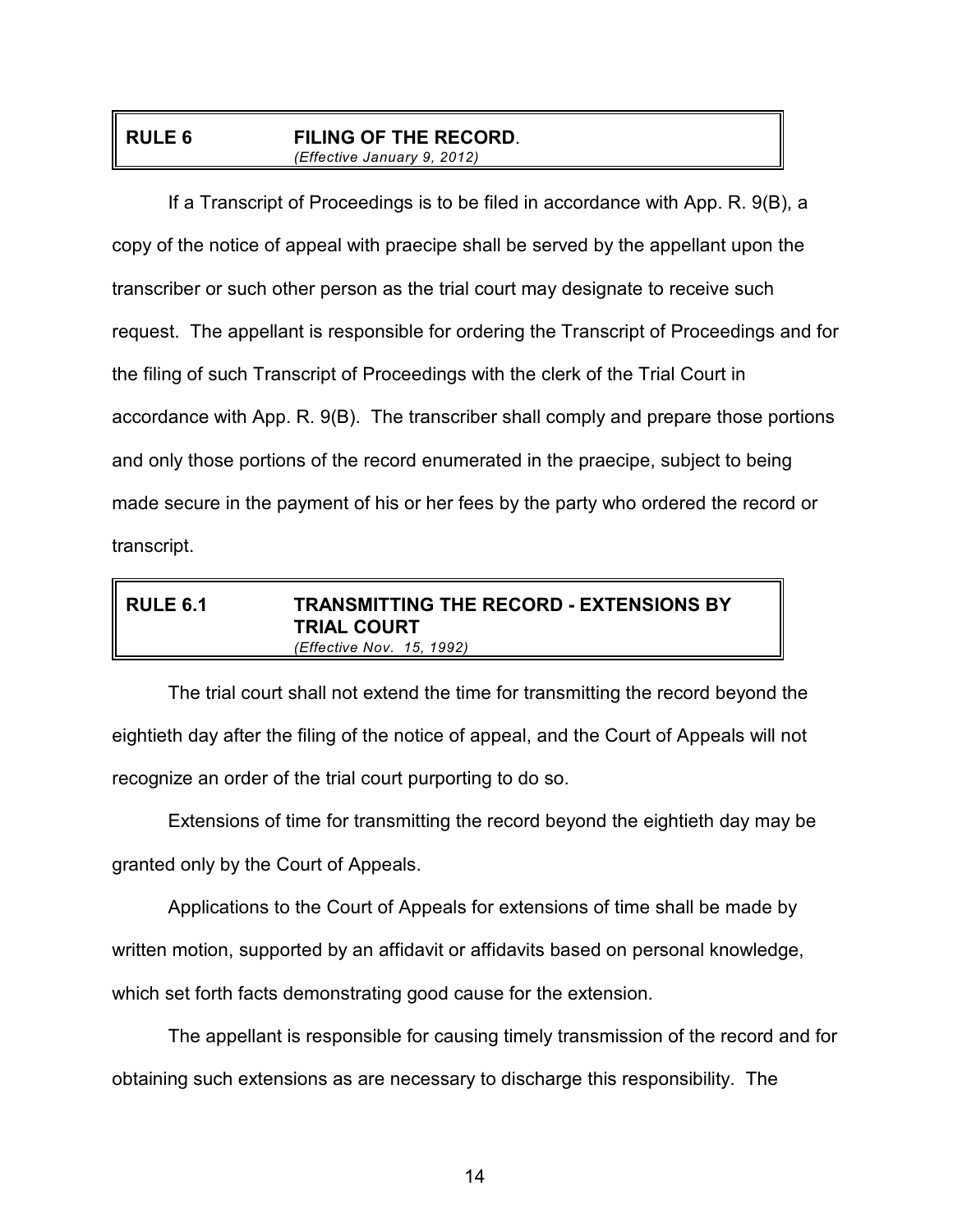## RULE 6 FILING OF THE RECORD.

*(Effective January 9, 2012)*

If a Transcript of Proceedings is to be filed in accordance with App. R. 9(B), a copy of the notice of appeal with praecipe shall be served by the appellant upon the transcriber or such other person as the trial court may designate to receive such request. The appellant is responsible for ordering the Transcript of Proceedings and for the filing of such Transcript of Proceedings with the clerk of the Trial Court in accordance with App. R. 9(B). The transcriber shall comply and prepare those portions and only those portions of the record enumerated in the praecipe, subject to being made secure in the payment of his or her fees by the party who ordered the record or transcript.

## RULE 6.1 TRANSMITTING THE RECORD - EXTENSIONS BY TRIAL COURT

*(Effective Nov. 15, 1992)*

The trial court shall not extend the time for transmitting the record beyond the eightieth day after the filing of the notice of appeal, and the Court of Appeals will not recognize an order of the trial court purporting to do so.

Extensions of time for transmitting the record beyond the eightieth day may be granted only by the Court of Appeals.

Applications to the Court of Appeals for extensions of time shall be made by written motion, supported by an affidavit or affidavits based on personal knowledge, which set forth facts demonstrating good cause for the extension.

The appellant is responsible for causing timely transmission of the record and for obtaining such extensions as are necessary to discharge this responsibility. The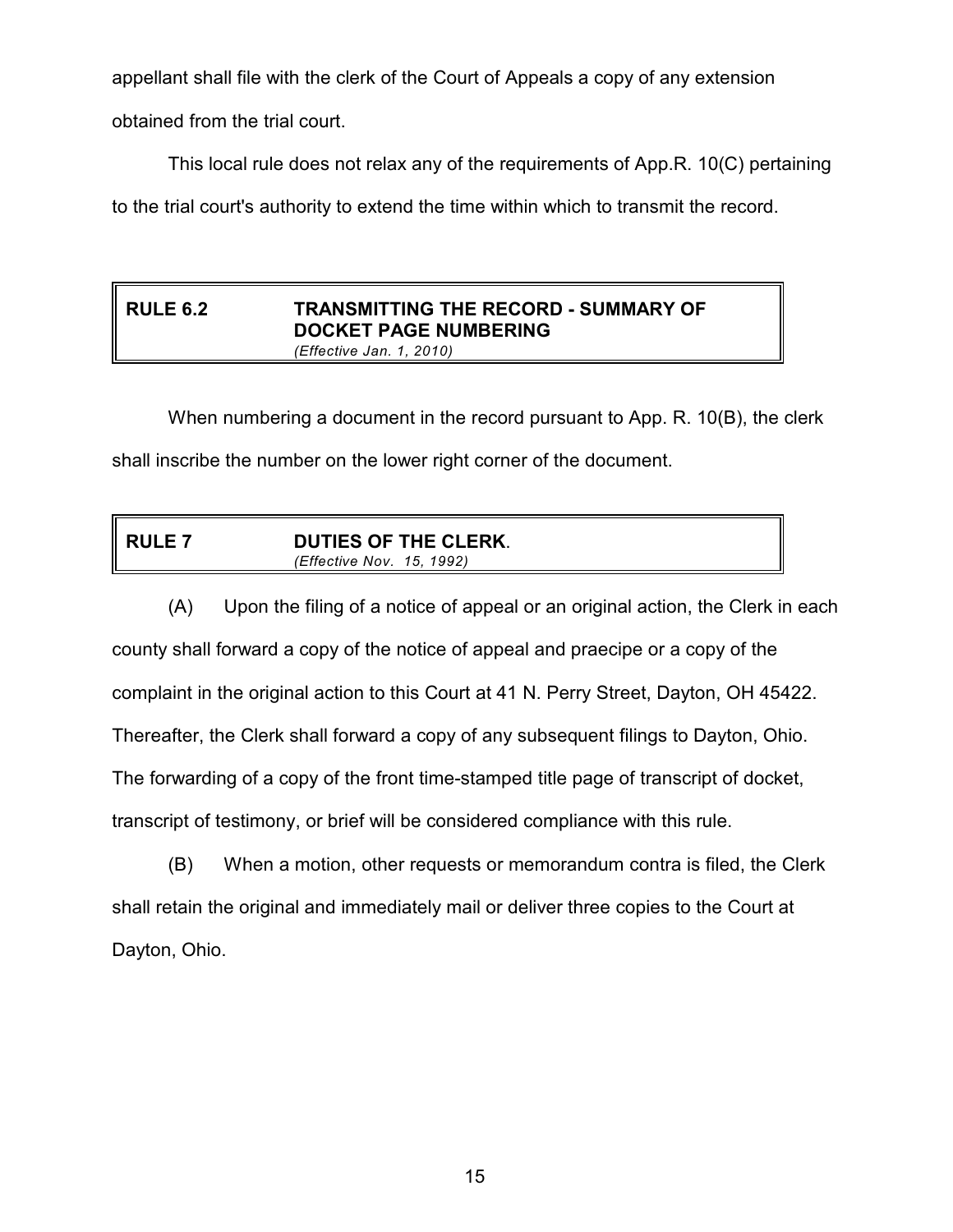appellant shall file with the clerk of the Court of Appeals a copy of any extension obtained from the trial court.

This local rule does not relax any of the requirements of App.R. 10(C) pertaining to the trial court's authority to extend the time within which to transmit the record.

## RULE 6.2 TRANSMITTING THE RECORD - SUMMARY OF DOCKET PAGE NUMBERING

*(Effective Jan. 1, 2010)*

When numbering a document in the record pursuant to App. R. 10(B), the clerk shall inscribe the number on the lower right corner of the document.

## RULE 7 DUTIES OF THE CLERK.

*(Effective Nov. 15, 1992)*

(A) Upon the filing of a notice of appeal or an original action, the Clerk in each county shall forward a copy of the notice of appeal and praecipe or a copy of the complaint in the original action to this Court at 41 N. Perry Street, Dayton, OH 45422. Thereafter, the Clerk shall forward a copy of any subsequent filings to Dayton, Ohio. The forwarding of a copy of the front time-stamped title page of transcript of docket, transcript of testimony, or brief will be considered compliance with this rule.

(B) When a motion, other requests or memorandum contra is filed, the Clerk shall retain the original and immediately mail or deliver three copies to the Court at Dayton, Ohio.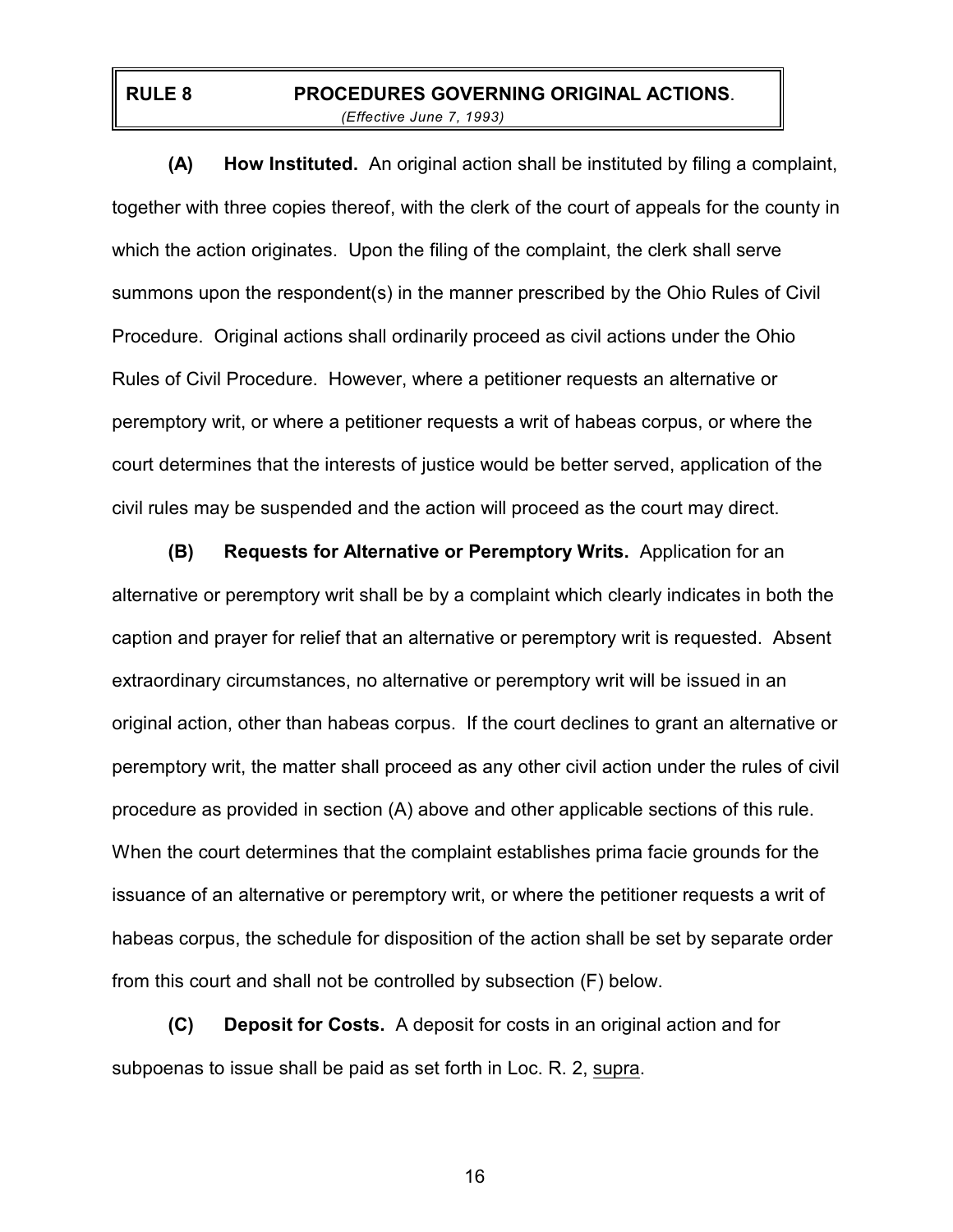## RULE 8 PROCEDURES GOVERNING ORIGINAL ACTIONS.

*(Effective June 7, 1993)*

**(A) How Instituted.** An original action shall be instituted by filing a complaint, together with three copies thereof, with the clerk of the court of appeals for the county in which the action originates. Upon the filing of the complaint, the clerk shall serve summons upon the respondent(s) in the manner prescribed by the Ohio Rules of Civil Procedure. Original actions shall ordinarily proceed as civil actions under the Ohio Rules of Civil Procedure. However, where a petitioner requests an alternative or peremptory writ, or where a petitioner requests a writ of habeas corpus, or where the court determines that the interests of justice would be better served, application of the civil rules may be suspended and the action will proceed as the court may direct.

**(B) Requests for Alternative or Peremptory Writs.** Application for an alternative or peremptory writ shall be by a complaint which clearly indicates in both the caption and prayer for relief that an alternative or peremptory writ is requested. Absent extraordinary circumstances, no alternative or peremptory writ will be issued in an original action, other than habeas corpus. If the court declines to grant an alternative or peremptory writ, the matter shall proceed as any other civil action under the rules of civil procedure as provided in section (A) above and other applicable sections of this rule. When the court determines that the complaint establishes prima facie grounds for the issuance of an alternative or peremptory writ, or where the petitioner requests a writ of habeas corpus, the schedule for disposition of the action shall be set by separate order from this court and shall not be controlled by subsection (F) below.

**(C) Deposit for Costs.** A deposit for costs in an original action and for subpoenas to issue shall be paid as set forth in Loc. R. 2, supra.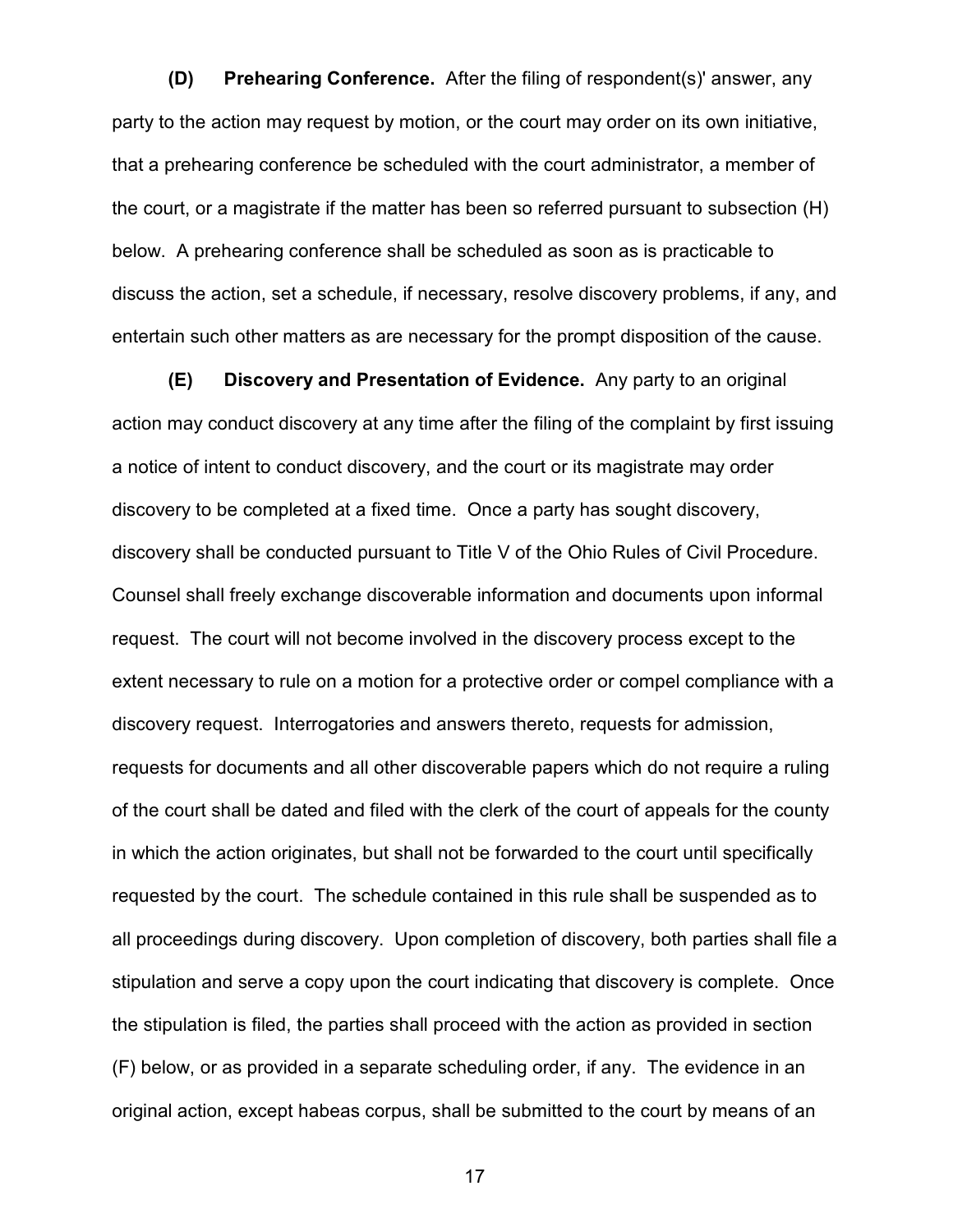**(D) Prehearing Conference.** After the filing of respondent(s)' answer, any party to the action may request by motion, or the court may order on its own initiative, that a prehearing conference be scheduled with the court administrator, a member of the court, or a magistrate if the matter has been so referred pursuant to subsection (H) below. A prehearing conference shall be scheduled as soon as is practicable to discuss the action, set a schedule, if necessary, resolve discovery problems, if any, and entertain such other matters as are necessary for the prompt disposition of the cause.

**(E) Discovery and Presentation of Evidence.** Any party to an original action may conduct discovery at any time after the filing of the complaint by first issuing a notice of intent to conduct discovery, and the court or its magistrate may order discovery to be completed at a fixed time. Once a party has sought discovery, discovery shall be conducted pursuant to Title V of the Ohio Rules of Civil Procedure. Counsel shall freely exchange discoverable information and documents upon informal request. The court will not become involved in the discovery process except to the extent necessary to rule on a motion for a protective order or compel compliance with a discovery request. Interrogatories and answers thereto, requests for admission, requests for documents and all other discoverable papers which do not require a ruling of the court shall be dated and filed with the clerk of the court of appeals for the county in which the action originates, but shall not be forwarded to the court until specifically requested by the court. The schedule contained in this rule shall be suspended as to all proceedings during discovery. Upon completion of discovery, both parties shall file a stipulation and serve a copy upon the court indicating that discovery is complete. Once the stipulation is filed, the parties shall proceed with the action as provided in section (F) below, or as provided in a separate scheduling order, if any. The evidence in an original action, except habeas corpus, shall be submitted to the court by means of an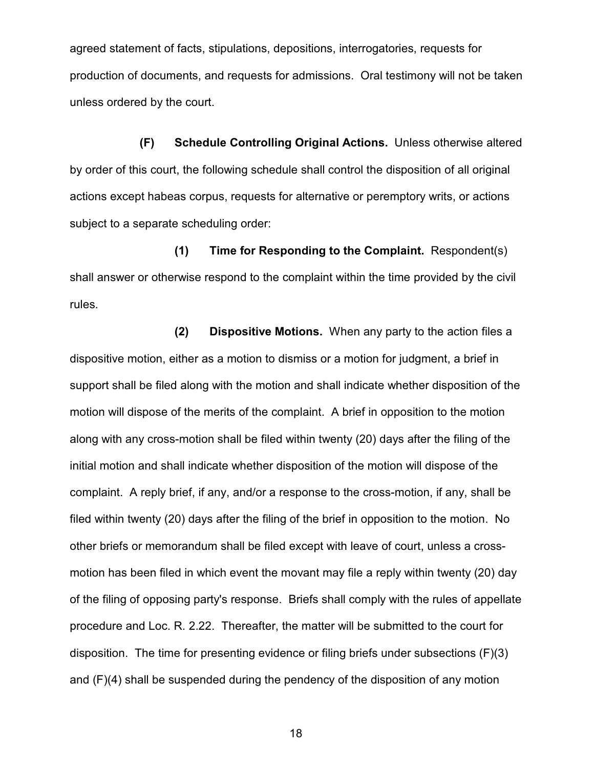agreed statement of facts, stipulations, depositions, interrogatories, requests for production of documents, and requests for admissions. Oral testimony will not be taken unless ordered by the court.

**(F) Schedule Controlling Original Actions.** Unless otherwise altered by order of this court, the following schedule shall control the disposition of all original actions except habeas corpus, requests for alternative or peremptory writs, or actions subject to a separate scheduling order:

**(1) Time for Responding to the Complaint.** Respondent(s) shall answer or otherwise respond to the complaint within the time provided by the civil rules.

**(2) Dispositive Motions.** When any party to the action files a dispositive motion, either as a motion to dismiss or a motion for judgment, a brief in support shall be filed along with the motion and shall indicate whether disposition of the motion will dispose of the merits of the complaint. A brief in opposition to the motion along with any cross-motion shall be filed within twenty (20) days after the filing of the initial motion and shall indicate whether disposition of the motion will dispose of the complaint. A reply brief, if any, and/or a response to the cross-motion, if any, shall be filed within twenty (20) days after the filing of the brief in opposition to the motion. No other briefs or memorandum shall be filed except with leave of court, unless a cross-motion has been filed in which event the movant may file a reply within twenty (20) day of the filing of opposing party's response. Briefs shall comply with the rules of appellate procedure and Loc. R. 2.22. Thereafter, the matter will be submitted to the court for disposition. The time for presenting evidence or filing briefs under subsections (F)(3) and (F)(4) shall be suspended during the pendency of the disposition of any motion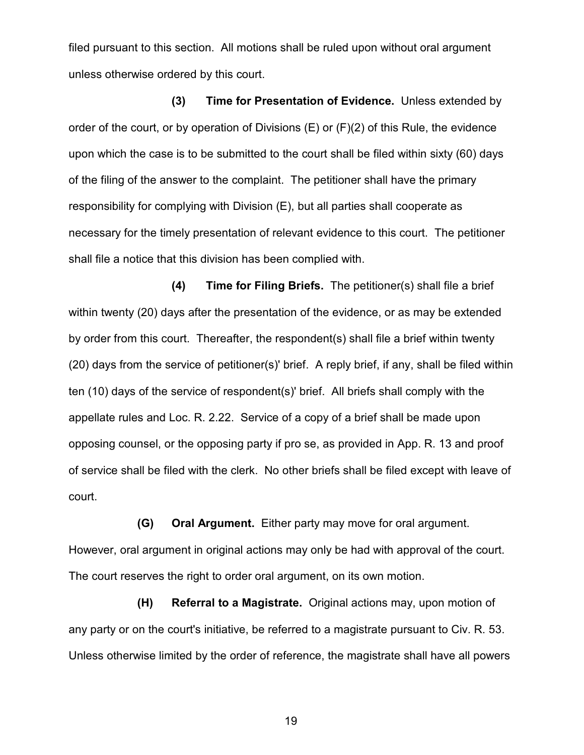filed pursuant to this section. All motions shall be ruled upon without oral argument unless otherwise ordered by this court.

**(3) Time for Presentation of Evidence.** Unless extended by order of the court, or by operation of Divisions (E) or (F)(2) of this Rule, the evidence upon which the case is to be submitted to the court shall be filed within sixty (60) days of the filing of the answer to the complaint. The petitioner shall have the primary responsibility for complying with Division (E), but all parties shall cooperate as necessary for the timely presentation of relevant evidence to this court. The petitioner shall file a notice that this division has been complied with.

**(4) Time for Filing Briefs.** The petitioner(s) shall file a brief within twenty (20) days after the presentation of the evidence, or as may be extended by order from this court. Thereafter, the respondent(s) shall file a brief within twenty (20) days from the service of petitioner(s)' brief. A reply brief, if any, shall be filed within ten (10) days of the service of respondent(s)' brief. All briefs shall comply with the appellate rules and Loc. R. 2.22. Service of a copy of a brief shall be made upon opposing counsel, or the opposing party if pro se, as provided in App. R. 13 and proof of service shall be filed with the clerk. No other briefs shall be filed except with leave of court.

**(G) Oral Argument.** Either party may move for oral argument. However, oral argument in original actions may only be had with approval of the court. The court reserves the right to order oral argument, on its own motion.

**(H) Referral to a Magistrate.** Original actions may, upon motion of any party or on the court's initiative, be referred to a magistrate pursuant to Civ. R. 53. Unless otherwise limited by the order of reference, the magistrate shall have all powers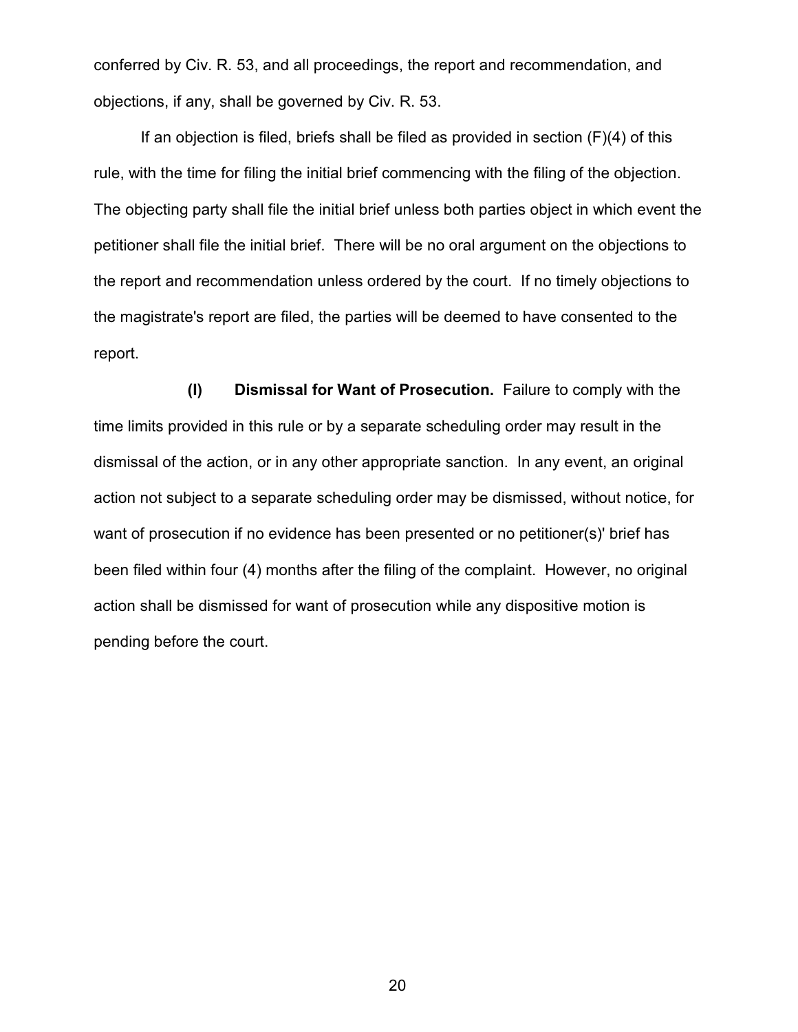conferred by Civ. R. 53, and all proceedings, the report and recommendation, and objections, if any, shall be governed by Civ. R. 53.

If an objection is filed, briefs shall be filed as provided in section (F)(4) of this rule, with the time for filing the initial brief commencing with the filing of the objection. The objecting party shall file the initial brief unless both parties object in which event the petitioner shall file the initial brief. There will be no oral argument on the objections to the report and recommendation unless ordered by the court. If no timely objections to the magistrate's report are filed, the parties will be deemed to have consented to the report.

**(I) Dismissal for Want of Prosecution.** Failure to comply with the time limits provided in this rule or by a separate scheduling order may result in the dismissal of the action, or in any other appropriate sanction. In any event, an original action not subject to a separate scheduling order may be dismissed, without notice, for want of prosecution if no evidence has been presented or no petitioner(s)' brief has been filed within four (4) months after the filing of the complaint. However, no original action shall be dismissed for want of prosecution while any dispositive motion is pending before the court.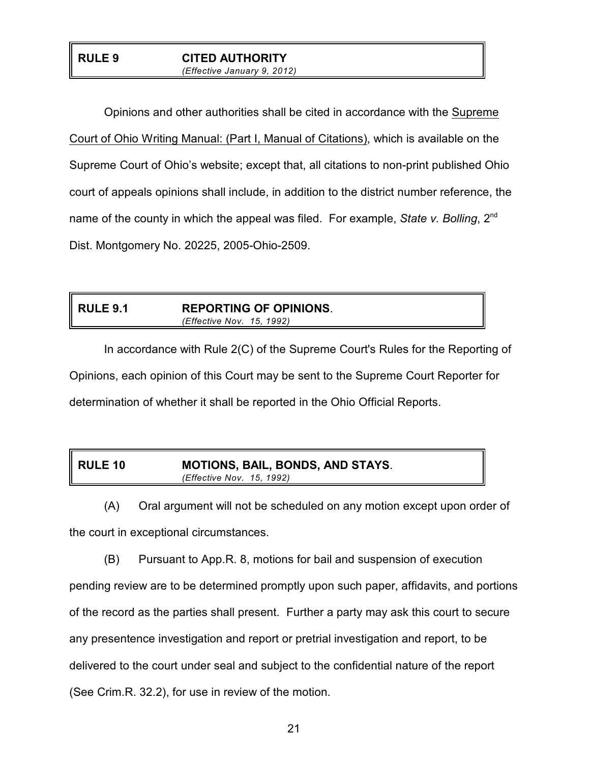## RULE 9 CITED AUTHORITY

*(Effective January 9, 2012)*

Opinions and other authorities shall be cited in accordance with the Supreme Court of Ohio Writing Manual: (Part I, Manual of Citations), which is available on the Supreme Court of Ohio's website; except that, all citations to non-print published Ohio court of appeals opinions shall include, in addition to the district number reference, the name of the county in which the appeal was filed. For example, *State v. Bolling*, 2nd Dist. Montgomery No. 20225, 2005-Ohio-2509.

## RULE 9.1 REPORTING OF OPINIONS.

*(Effective Nov. 15, 1992)*

In accordance with Rule 2(C) of the Supreme Court's Rules for the Reporting of Opinions, each opinion of this Court may be sent to the Supreme Court Reporter for determination of whether it shall be reported in the Ohio Official Reports.

## RULE 10 MOTIONS, BAIL, BONDS, AND STAYS.

*(Effective Nov. 15, 1992)*

(A) Oral argument will not be scheduled on any motion except upon order of the court in exceptional circumstances.

(B) Pursuant to App.R. 8, motions for bail and suspension of execution pending review are to be determined promptly upon such paper, affidavits, and portions of the record as the parties shall present. Further a party may ask this court to secure any presentence investigation and report or pretrial investigation and report, to be delivered to the court under seal and subject to the confidential nature of the report (See Crim.R. 32.2), for use in review of the motion.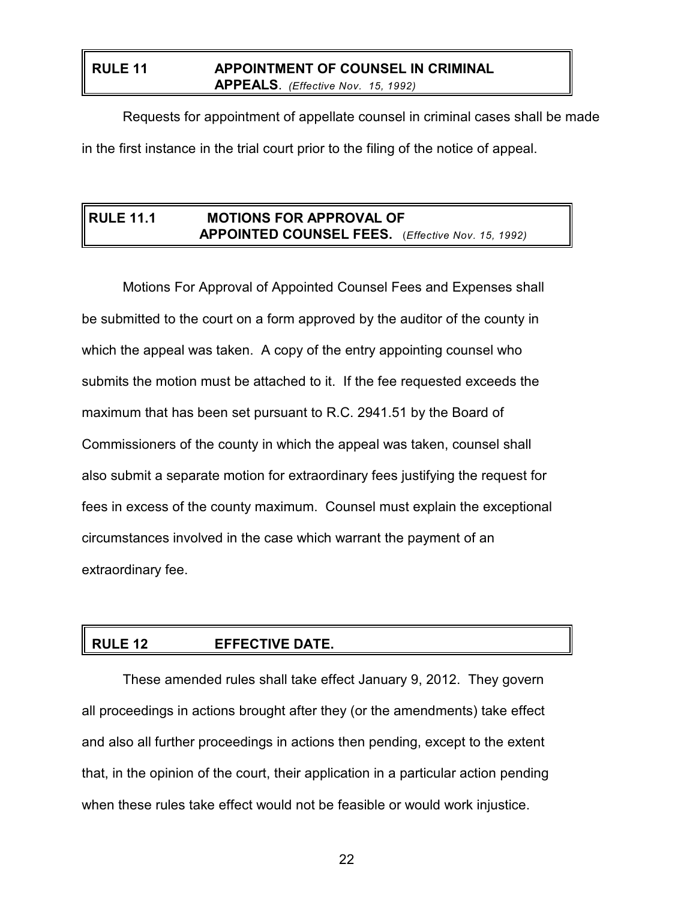## RULE 11 APPOINTMENT OF COUNSEL IN CRIMINAL APPEALS. *(Effective Nov. 15, 1992)*

Requests for appointment of appellate counsel in criminal cases shall be made in the first instance in the trial court prior to the filing of the notice of appeal.

## RULE 11.1 MOTIONS FOR APPROVAL OF APPOINTED COUNSEL FEES. *(Effective Nov. 15, 1992)*

Motions For Approval of Appointed Counsel Fees and Expenses shall be submitted to the court on a form approved by the auditor of the county in which the appeal was taken. A copy of the entry appointing counsel who submits the motion must be attached to it. If the fee requested exceeds the maximum that has been set pursuant to R.C. 2941.51 by the Board of Commissioners of the county in which the appeal was taken, counsel shall also submit a separate motion for extraordinary fees justifying the request for fees in excess of the county maximum. Counsel must explain the exceptional circumstances involved in the case which warrant the payment of an extraordinary fee.

## RULE 12 EFFECTIVE DATE.

These amended rules shall take effect January 9, 2012. They govern all proceedings in actions brought after they (or the amendments) take effect and also all further proceedings in actions then pending, except to the extent that, in the opinion of the court, their application in a particular action pending when these rules take effect would not be feasible or would work injustice.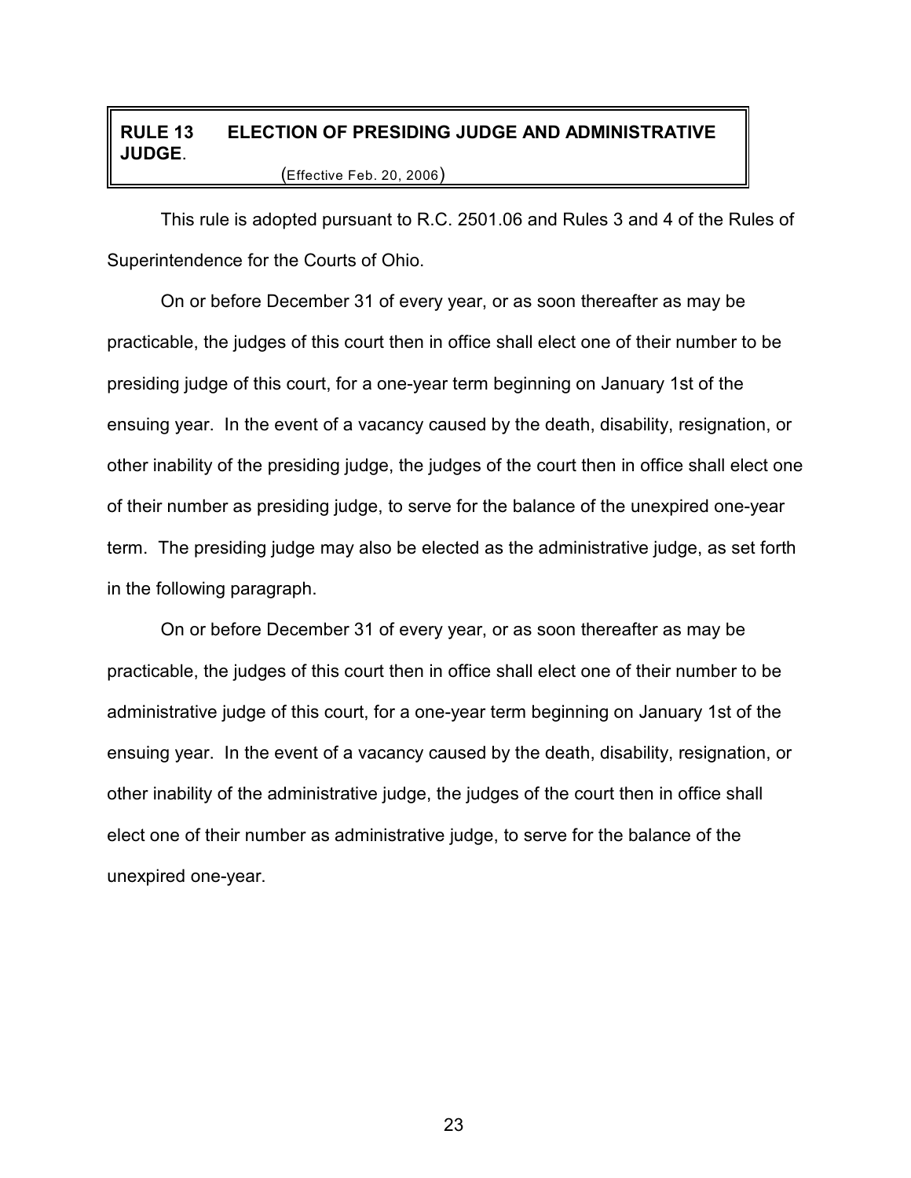## RULE 13 ELECTION OF PRESIDING JUDGE AND ADMINISTRATIVE JUDGE.

(Effective Feb. 20, 2006)

This rule is adopted pursuant to R.C. 2501.06 and Rules 3 and 4 of the Rules of Superintendence for the Courts of Ohio.

On or before December 31 of every year, or as soon thereafter as may be practicable, the judges of this court then in office shall elect one of their number to be presiding judge of this court, for a one-year term beginning on January 1st of the ensuing year. In the event of a vacancy caused by the death, disability, resignation, or other inability of the presiding judge, the judges of the court then in office shall elect one of their number as presiding judge, to serve for the balance of the unexpired one-year term. The presiding judge may also be elected as the administrative judge, as set forth in the following paragraph.

On or before December 31 of every year, or as soon thereafter as may be practicable, the judges of this court then in office shall elect one of their number to be administrative judge of this court, for a one-year term beginning on January 1st of the ensuing year. In the event of a vacancy caused by the death, disability, resignation, or other inability of the administrative judge, the judges of the court then in office shall elect one of their number as administrative judge, to serve for the balance of the unexpired one-year.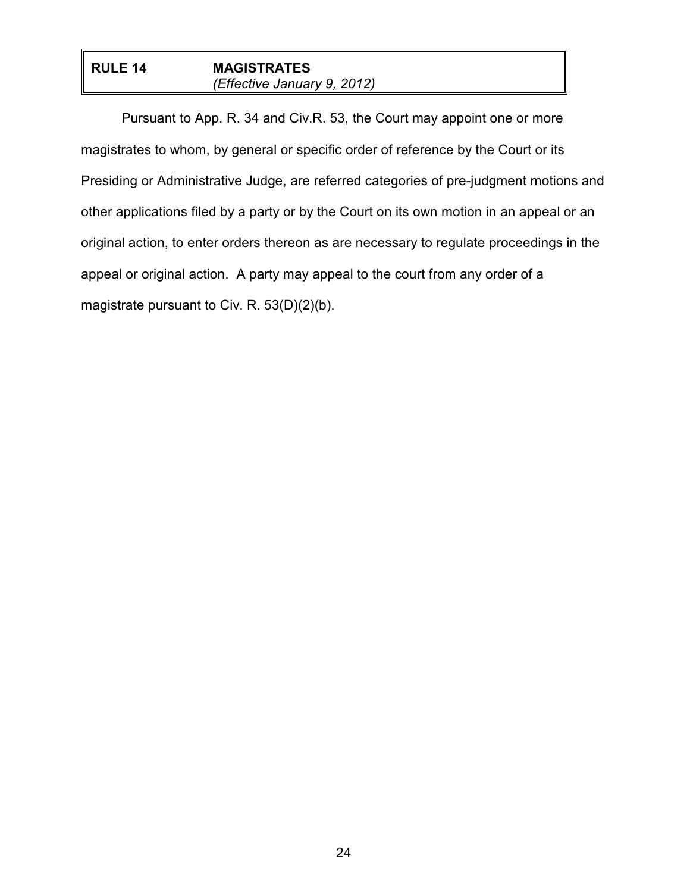## RULE 14 MAGISTRATES

*(Effective January 9, 2012)*

Pursuant to App. R. 34 and Civ.R. 53, the Court may appoint one or more magistrates to whom, by general or specific order of reference by the Court or its Presiding or Administrative Judge, are referred categories of pre-judgment motions and other applications filed by a party or by the Court on its own motion in an appeal or an original action, to enter orders thereon as are necessary to regulate proceedings in the appeal or original action. A party may appeal to the court from any order of a magistrate pursuant to Civ. R. 53(D)(2)(b).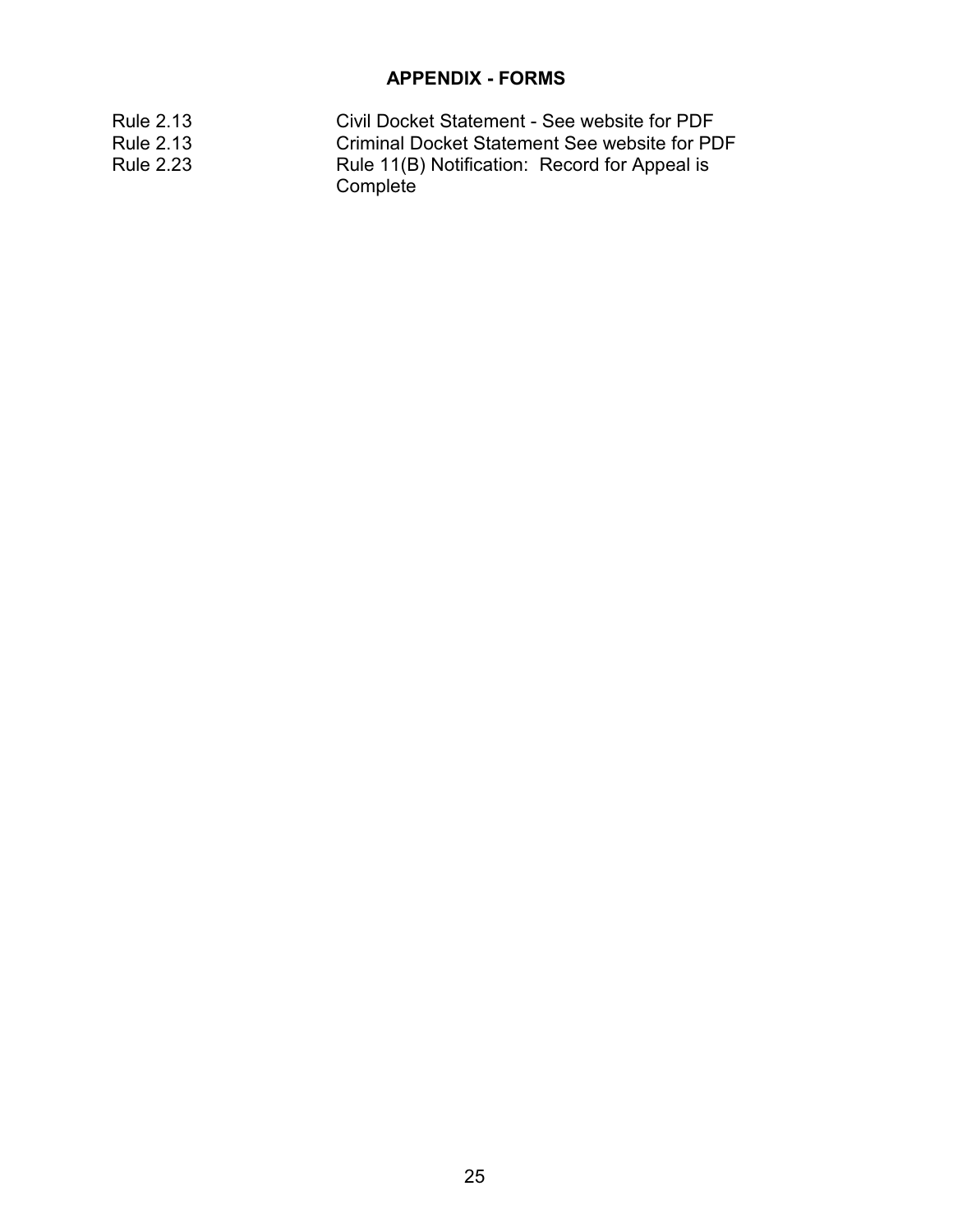## APPENDIX - FORMS

| | |
|---|---|
| Rule 2.13 | Civil Docket Statement - See website for PDF |
| Rule 2.13 | Criminal Docket Statement See website for PDF |
| Rule 2.23 | Rule 11(B) Notification: Record for Appeal is Complete |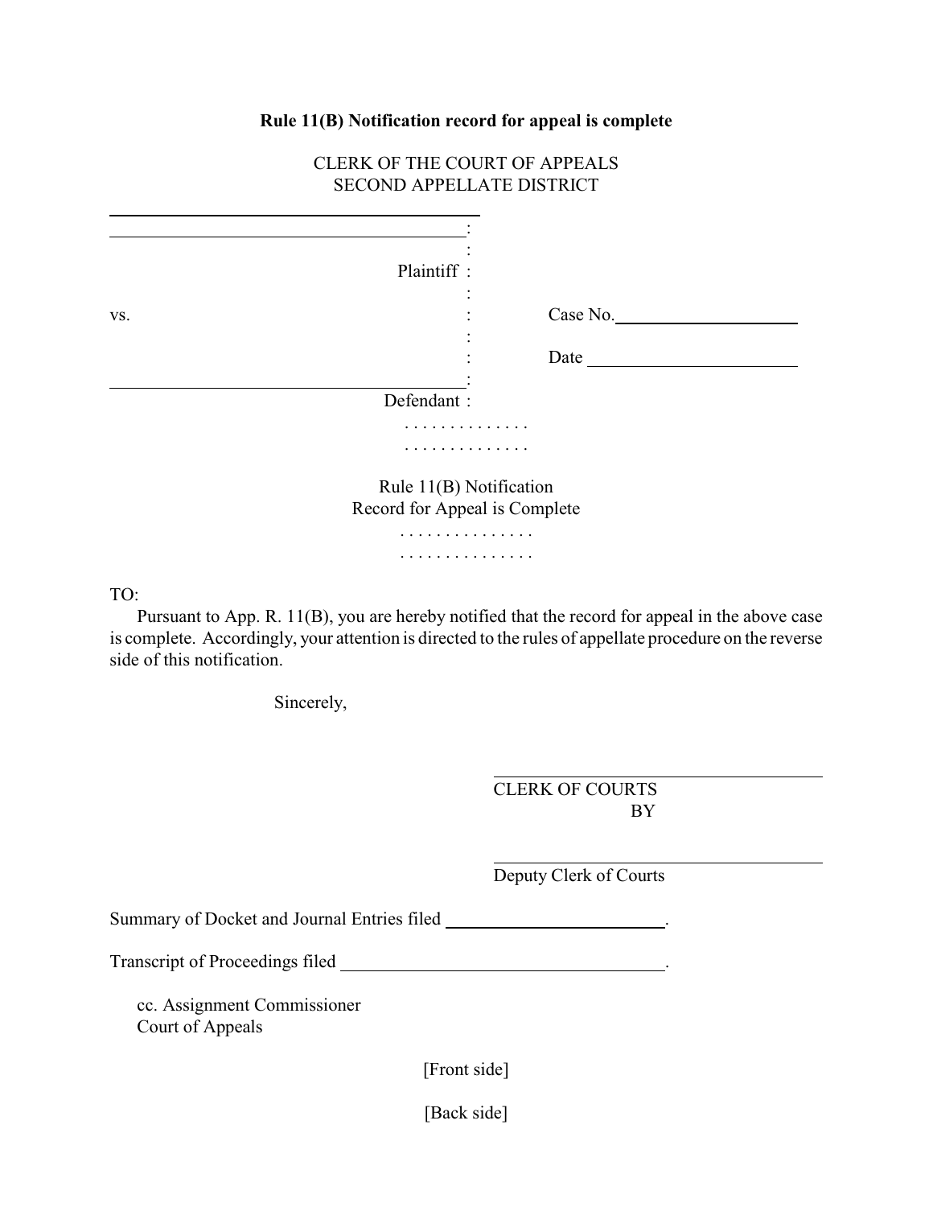**Rule 11(B) Notification record for appeal is complete**

CLERK OF THE COURT OF APPEALS
SECOND APPELLATE DISTRICT

______________________________________
______________________________________ :
:
Plaintiff :
:
vs. : Case No.____________________
:
: Date ______________________
______________________________________ :
Defendant :

. . . . . . . . . . . . . .
. . . . . . . . . . . . . .

Rule 11(B) Notification
Record for Appeal is Complete

. . . . . . . . . . . . . . .
. . . . . . . . . . . . . . .

TO:

Pursuant to App. R. 11(B), you are hereby notified that the record for appeal in the above case is complete. Accordingly, your attention is directed to the rules of appellate procedure on the reverse side of this notification.

Sincerely,

______________________________________
CLERK OF COURTS
BY

______________________________________
Deputy Clerk of Courts

Summary of Docket and Journal Entries filed ________________________.

Transcript of Proceedings filed ____________________________________.

cc. Assignment Commissioner
Court of Appeals

[Front side]

[Back side]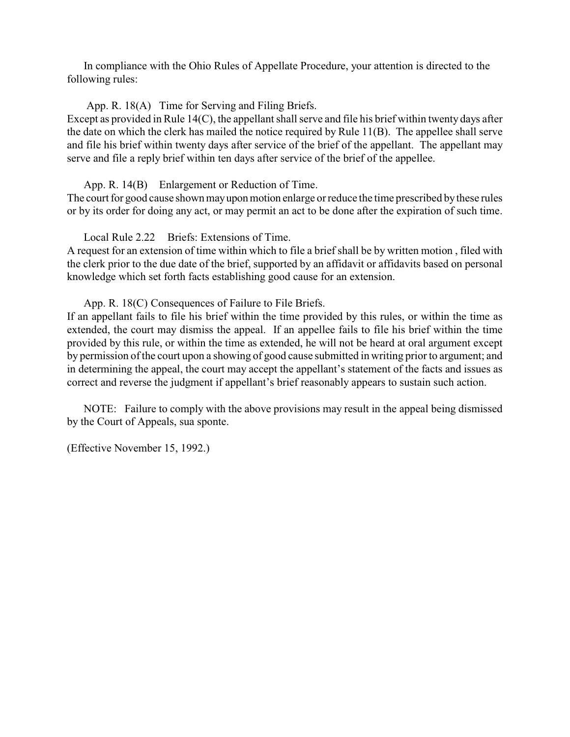In compliance with the Ohio Rules of Appellate Procedure, your attention is directed to the following rules:

App. R. 18(A) Time for Serving and Filing Briefs.
Except as provided in Rule 14(C), the appellant shall serve and file his brief within twenty days after the date on which the clerk has mailed the notice required by Rule 11(B). The appellee shall serve and file his brief within twenty days after service of the brief of the appellant. The appellant may serve and file a reply brief within ten days after service of the brief of the appellee.

App. R. 14(B) Enlargement or Reduction of Time.
The court for good cause shown may upon motion enlarge or reduce the time prescribed by these rules or by its order for doing any act, or may permit an act to be done after the expiration of such time.

Local Rule 2.22 Briefs: Extensions of Time.
A request for an extension of time within which to file a brief shall be by written motion , filed with the clerk prior to the due date of the brief, supported by an affidavit or affidavits based on personal knowledge which set forth facts establishing good cause for an extension.

App. R. 18(C) Consequences of Failure to File Briefs.
If an appellant fails to file his brief within the time provided by this rules, or within the time as extended, the court may dismiss the appeal. If an appellee fails to file his brief within the time provided by this rule, or within the time as extended, he will not be heard at oral argument except by permission of the court upon a showing of good cause submitted in writing prior to argument; and in determining the appeal, the court may accept the appellant's statement of the facts and issues as correct and reverse the judgment if appellant's brief reasonably appears to sustain such action.

NOTE: Failure to comply with the above provisions may result in the appeal being dismissed by the Court of Appeals, sua sponte.

(Effective November 15, 1992.)